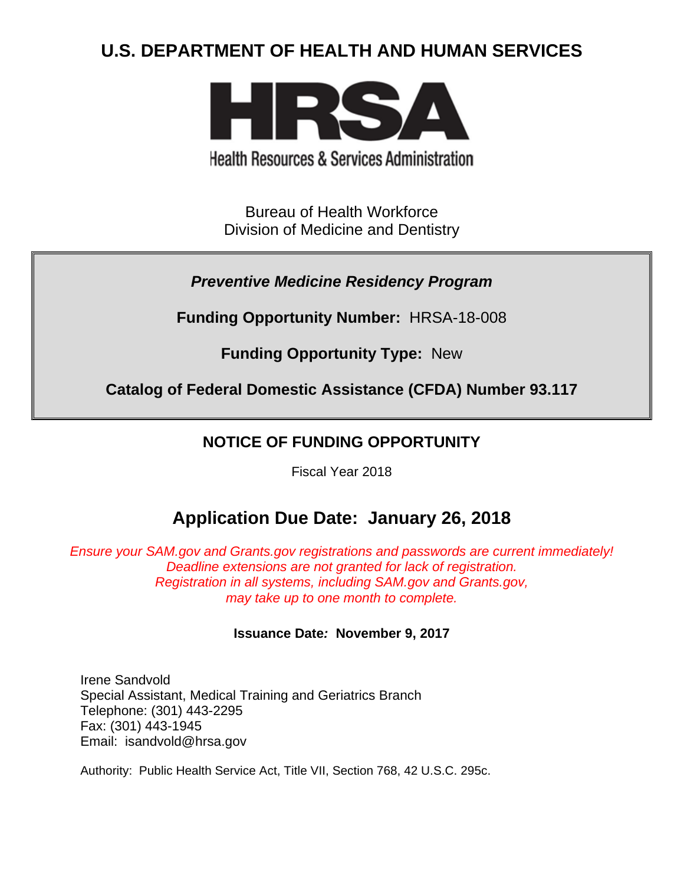# U.S. DEPARTMENT OF HEALTH AND HUMAN SERVICES

HRSA

Health Resources & Services Administration

Bureau of Health Workforce
Division of Medicine and Dentistry

***Preventive Medicine Residency Program***

**Funding Opportunity Number:** HRSA-18-008

**Funding Opportunity Type:** New

**Catalog of Federal Domestic Assistance (CFDA) Number 93.117**

## NOTICE OF FUNDING OPPORTUNITY

Fiscal Year 2018

## Application Due Date: January 26, 2018

*Ensure your SAM.gov and Grants.gov registrations and passwords are current immediately!*
*Deadline extensions are not granted for lack of registration.*
*Registration in all systems, including SAM.gov and Grants.gov,*
*may take up to one month to complete.*

**Issuance Date: November 9, 2017**

Irene Sandvold
Special Assistant, Medical Training and Geriatrics Branch
Telephone: (301) 443-2295
Fax: (301) 443-1945
Email: isandvold@hrsa.gov

Authority: Public Health Service Act, Title VII, Section 768, 42 U.S.C. 295c.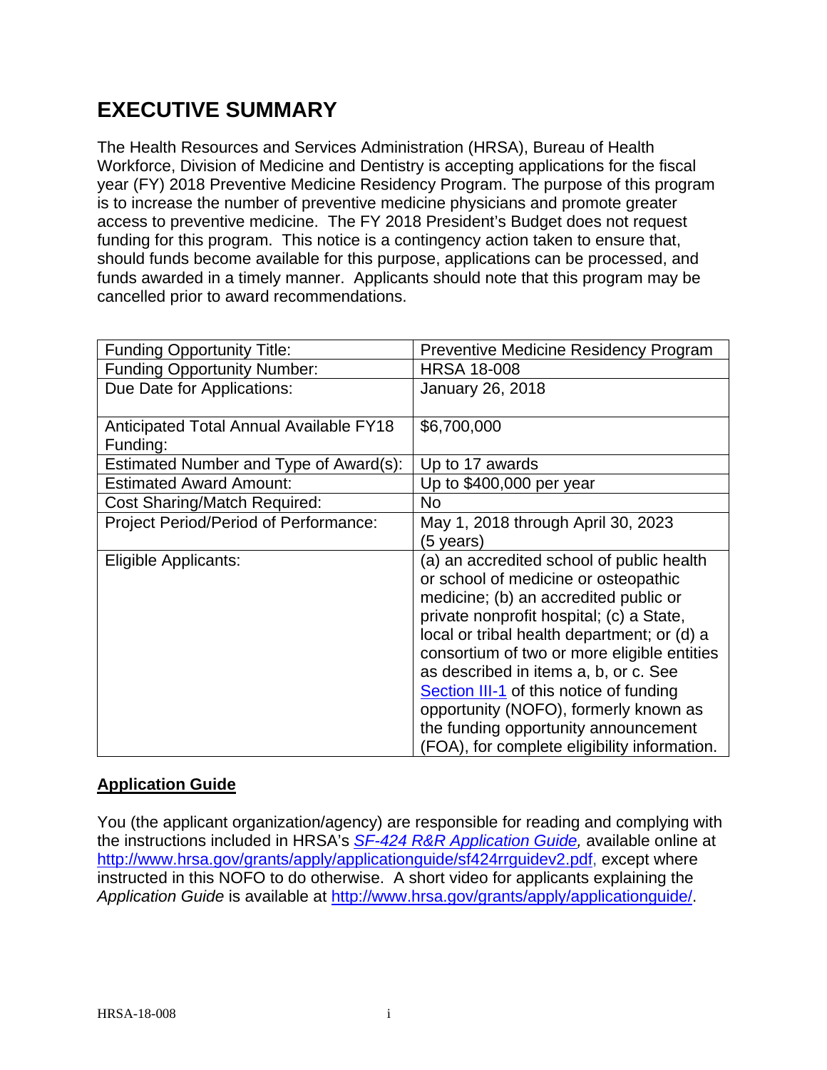# EXECUTIVE SUMMARY

The Health Resources and Services Administration (HRSA), Bureau of Health Workforce, Division of Medicine and Dentistry is accepting applications for the fiscal year (FY) 2018 Preventive Medicine Residency Program. The purpose of this program is to increase the number of preventive medicine physicians and promote greater access to preventive medicine. The FY 2018 President's Budget does not request funding for this program. This notice is a contingency action taken to ensure that, should funds become available for this purpose, applications can be processed, and funds awarded in a timely manner. Applicants should note that this program may be cancelled prior to award recommendations.

| Funding Opportunity Title: | Preventive Medicine Residency Program |
|---|---|
| Funding Opportunity Number: | HRSA 18-008 |
| Due Date for Applications: | January 26, 2018 |
| Anticipated Total Annual Available FY18 Funding: | $6,700,000 |
| Estimated Number and Type of Award(s): | Up to 17 awards |
| Estimated Award Amount: | Up to $400,000 per year |
| Cost Sharing/Match Required: | No |
| Project Period/Period of Performance: | May 1, 2018 through April 30, 2023 (5 years) |
| Eligible Applicants: | (a) an accredited school of public health or school of medicine or osteopathic medicine; (b) an accredited public or private nonprofit hospital; (c) a State, local or tribal health department; or (d) a consortium of two or more eligible entities as described in items a, b, or c. See Section III-1 of this notice of funding opportunity (NOFO), formerly known as the funding opportunity announcement (FOA), for complete eligibility information. |

## Application Guide

You (the applicant organization/agency) are responsible for reading and complying with the instructions included in HRSA's *SF-424 R&R Application Guide,* available online at http://www.hrsa.gov/grants/apply/applicationguide/sf424rrguidev2.pdf, except where instructed in this NOFO to do otherwise. A short video for applicants explaining the *Application Guide* is available at http://www.hrsa.gov/grants/apply/applicationguide/.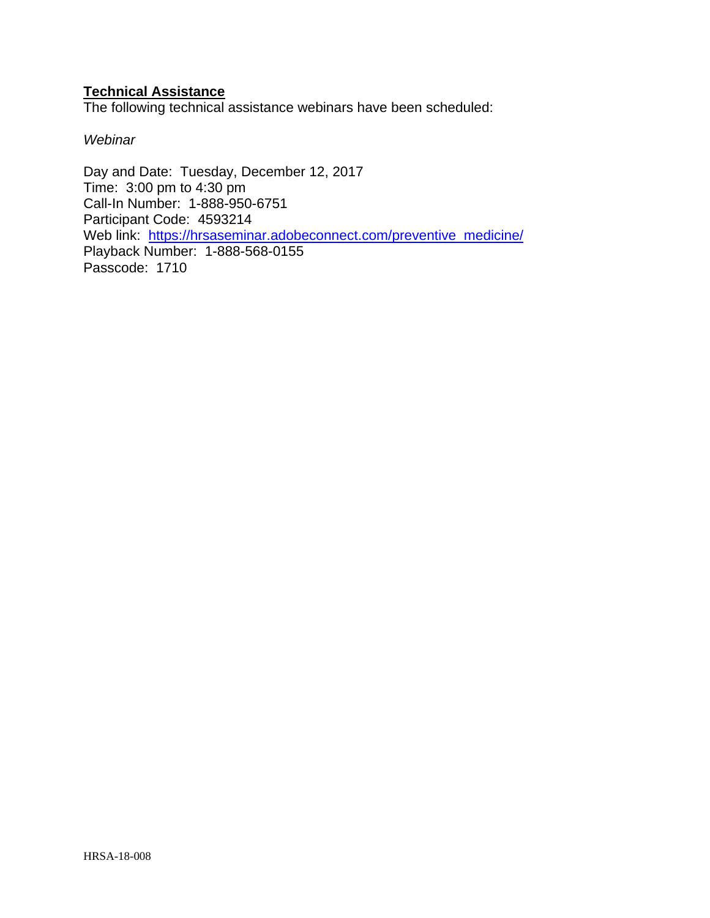**Technical Assistance**

The following technical assistance webinars have been scheduled:

*Webinar*

Day and Date: Tuesday, December 12, 2017
Time: 3:00 pm to 4:30 pm
Call-In Number: 1-888-950-6751
Participant Code: 4593214
Web link: https://hrsaseminar.adobeconnect.com/preventive_medicine/
Playback Number: 1-888-568-0155
Passcode: 1710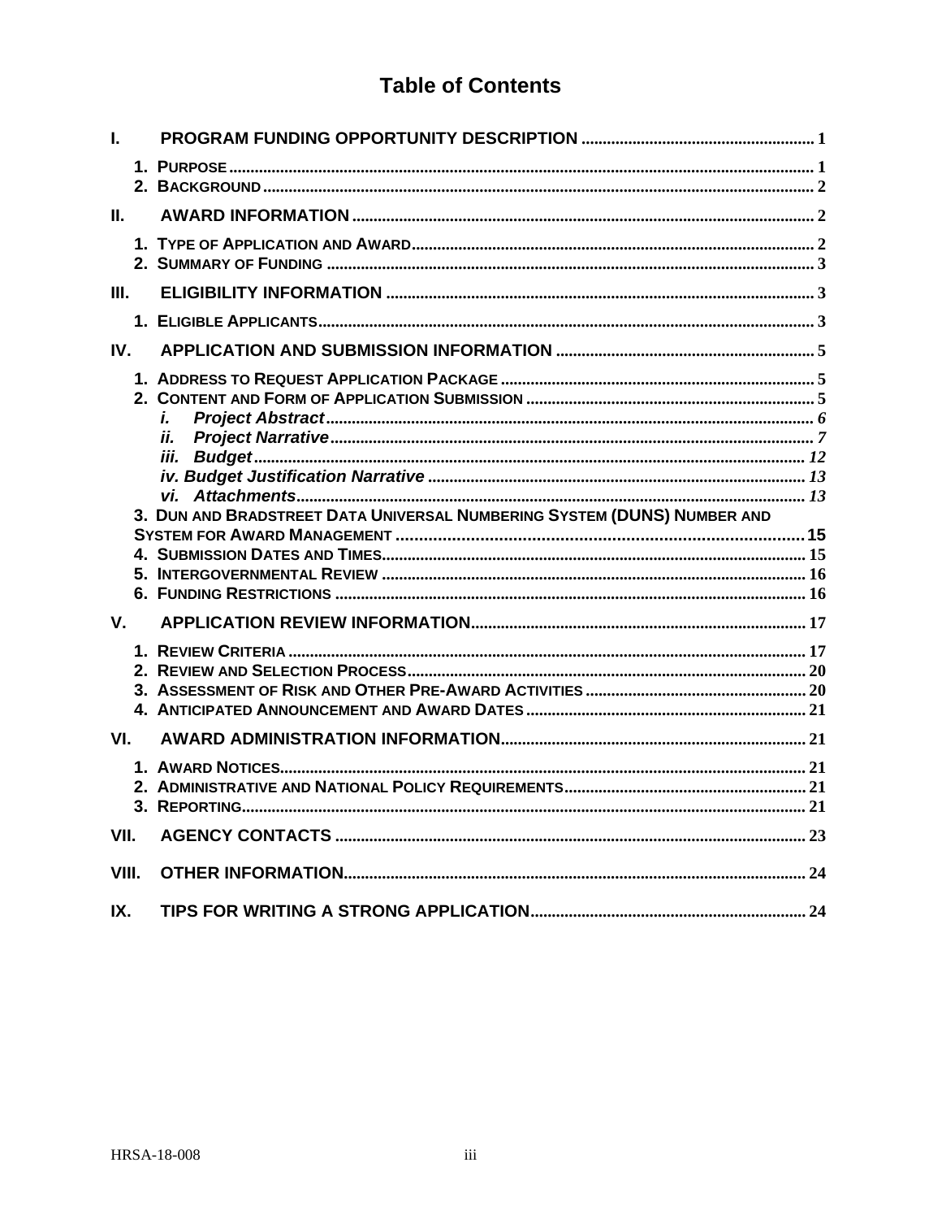# Table of Contents

I. PROGRAM FUNDING OPPORTUNITY DESCRIPTION ........ 1

1. PURPOSE ........ 1
2. BACKGROUND ........ 2

II. AWARD INFORMATION ........ 2

1. TYPE OF APPLICATION AND AWARD ........ 2
2. SUMMARY OF FUNDING ........ 3

III. ELIGIBILITY INFORMATION ........ 3

1. ELIGIBLE APPLICANTS ........ 3

IV. APPLICATION AND SUBMISSION INFORMATION ........ 5

1. ADDRESS TO REQUEST APPLICATION PACKAGE ........ 5
2. CONTENT AND FORM OF APPLICATION SUBMISSION ........ 5
   - *i. Project Abstract* ........ 6
   - *ii. Project Narrative* ........ 7
   - *iii. Budget* ........ 12
   - *iv. Budget Justification Narrative* ........ 13
   - *vi. Attachments* ........ 13
3. DUN AND BRADSTREET DATA UNIVERSAL NUMBERING SYSTEM (DUNS) NUMBER AND SYSTEM FOR AWARD MANAGEMENT ........ 15
4. SUBMISSION DATES AND TIMES ........ 15
5. INTERGOVERNMENTAL REVIEW ........ 16
6. FUNDING RESTRICTIONS ........ 16

V. APPLICATION REVIEW INFORMATION ........ 17

1. REVIEW CRITERIA ........ 17
2. REVIEW AND SELECTION PROCESS ........ 20
3. ASSESSMENT OF RISK AND OTHER PRE-AWARD ACTIVITIES ........ 20
4. ANTICIPATED ANNOUNCEMENT AND AWARD DATES ........ 21

VI. AWARD ADMINISTRATION INFORMATION ........ 21

1. AWARD NOTICES ........ 21
2. ADMINISTRATIVE AND NATIONAL POLICY REQUIREMENTS ........ 21
3. REPORTING ........ 21

VII. AGENCY CONTACTS ........ 23

VIII. OTHER INFORMATION ........ 24

IX. TIPS FOR WRITING A STRONG APPLICATION ........ 24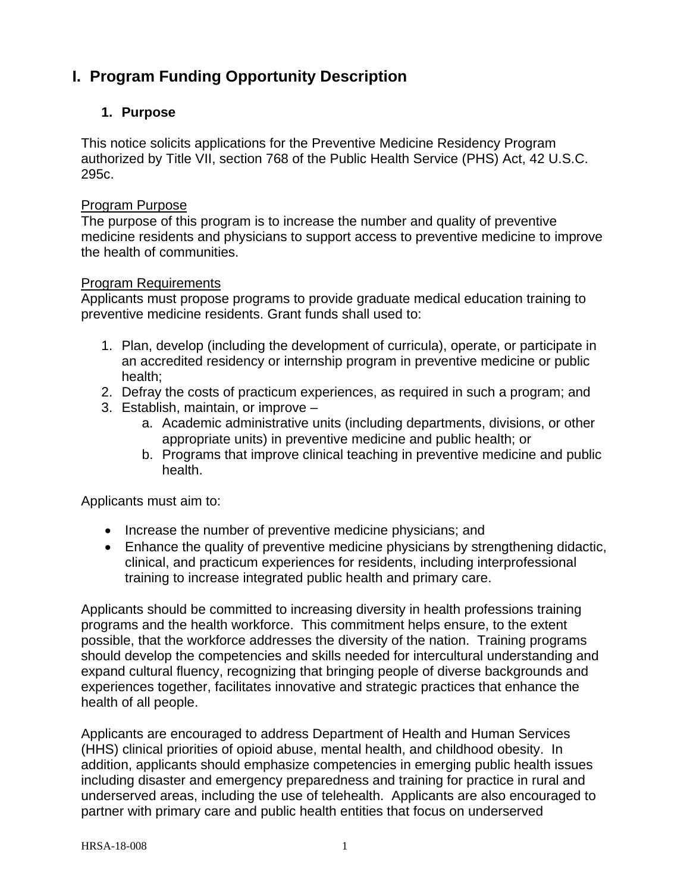# I. Program Funding Opportunity Description

## 1. Purpose

This notice solicits applications for the Preventive Medicine Residency Program authorized by Title VII, section 768 of the Public Health Service (PHS) Act, 42 U.S.C. 295c.

Program Purpose

The purpose of this program is to increase the number and quality of preventive medicine residents and physicians to support access to preventive medicine to improve the health of communities.

Program Requirements

Applicants must propose programs to provide graduate medical education training to preventive medicine residents. Grant funds shall used to:

1. Plan, develop (including the development of curricula), operate, or participate in an accredited residency or internship program in preventive medicine or public health;
2. Defray the costs of practicum experiences, as required in such a program; and
3. Establish, maintain, or improve –
   a. Academic administrative units (including departments, divisions, or other appropriate units) in preventive medicine and public health; or
   b. Programs that improve clinical teaching in preventive medicine and public health.

Applicants must aim to:

- Increase the number of preventive medicine physicians; and
- Enhance the quality of preventive medicine physicians by strengthening didactic, clinical, and practicum experiences for residents, including interprofessional training to increase integrated public health and primary care.

Applicants should be committed to increasing diversity in health professions training programs and the health workforce. This commitment helps ensure, to the extent possible, that the workforce addresses the diversity of the nation. Training programs should develop the competencies and skills needed for intercultural understanding and expand cultural fluency, recognizing that bringing people of diverse backgrounds and experiences together, facilitates innovative and strategic practices that enhance the health of all people.

Applicants are encouraged to address Department of Health and Human Services (HHS) clinical priorities of opioid abuse, mental health, and childhood obesity. In addition, applicants should emphasize competencies in emerging public health issues including disaster and emergency preparedness and training for practice in rural and underserved areas, including the use of telehealth. Applicants are also encouraged to partner with primary care and public health entities that focus on underserved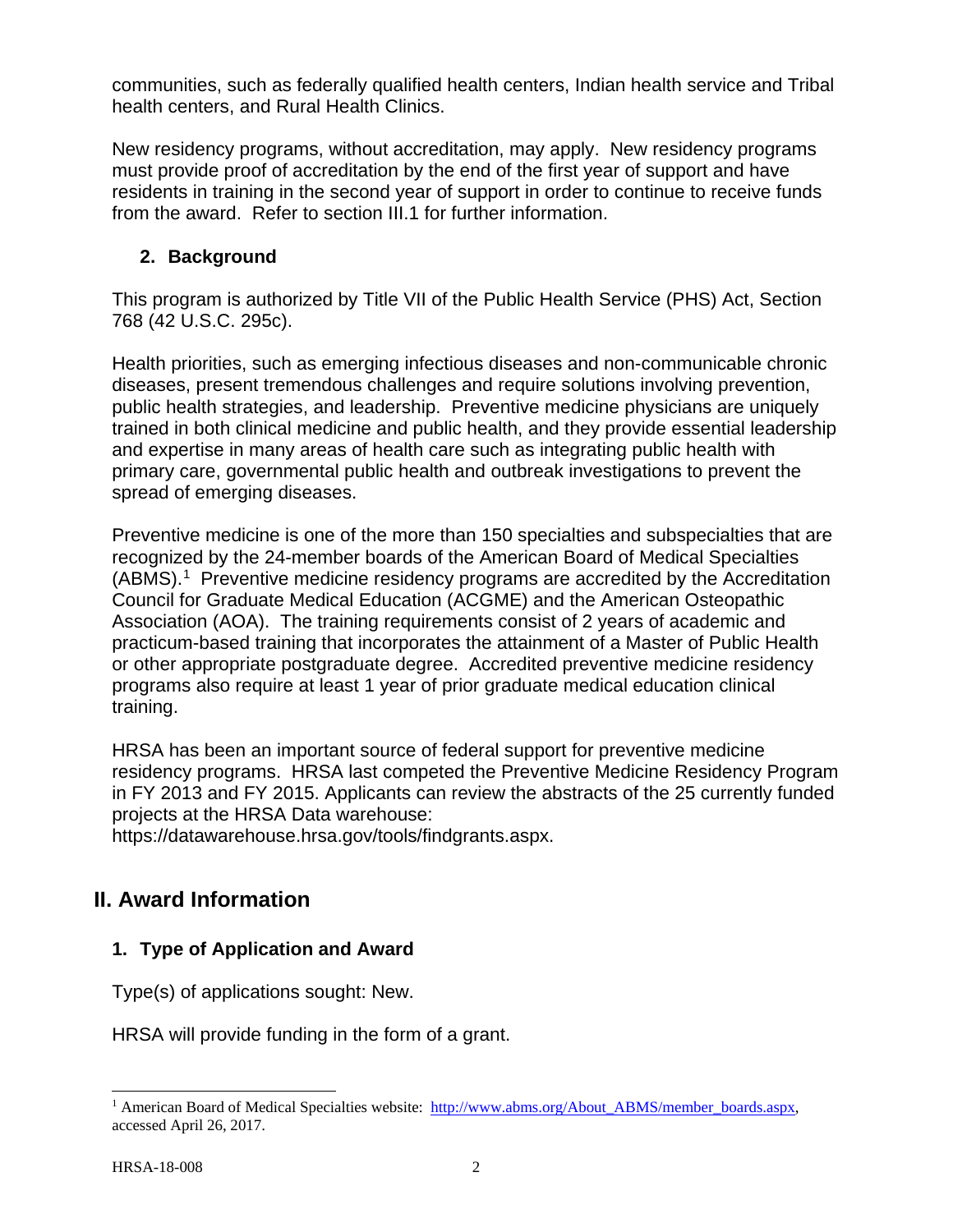communities, such as federally qualified health centers, Indian health service and Tribal health centers, and Rural Health Clinics.

New residency programs, without accreditation, may apply. New residency programs must provide proof of accreditation by the end of the first year of support and have residents in training in the second year of support in order to continue to receive funds from the award. Refer to section III.1 for further information.

### 2. Background

This program is authorized by Title VII of the Public Health Service (PHS) Act, Section 768 (42 U.S.C. 295c).

Health priorities, such as emerging infectious diseases and non-communicable chronic diseases, present tremendous challenges and require solutions involving prevention, public health strategies, and leadership. Preventive medicine physicians are uniquely trained in both clinical medicine and public health, and they provide essential leadership and expertise in many areas of health care such as integrating public health with primary care, governmental public health and outbreak investigations to prevent the spread of emerging diseases.

Preventive medicine is one of the more than 150 specialties and subspecialties that are recognized by the 24-member boards of the American Board of Medical Specialties (ABMS).[1] Preventive medicine residency programs are accredited by the Accreditation Council for Graduate Medical Education (ACGME) and the American Osteopathic Association (AOA). The training requirements consist of 2 years of academic and practicum-based training that incorporates the attainment of a Master of Public Health or other appropriate postgraduate degree. Accredited preventive medicine residency programs also require at least 1 year of prior graduate medical education clinical training.

HRSA has been an important source of federal support for preventive medicine residency programs. HRSA last competed the Preventive Medicine Residency Program in FY 2013 and FY 2015. Applicants can review the abstracts of the 25 currently funded projects at the HRSA Data warehouse: https://datawarehouse.hrsa.gov/tools/findgrants.aspx.

## II. Award Information

### 1. Type of Application and Award

Type(s) of applications sought: New.

HRSA will provide funding in the form of a grant.

---

[1] American Board of Medical Specialties website: http://www.abms.org/About_ABMS/member_boards.aspx, accessed April 26, 2017.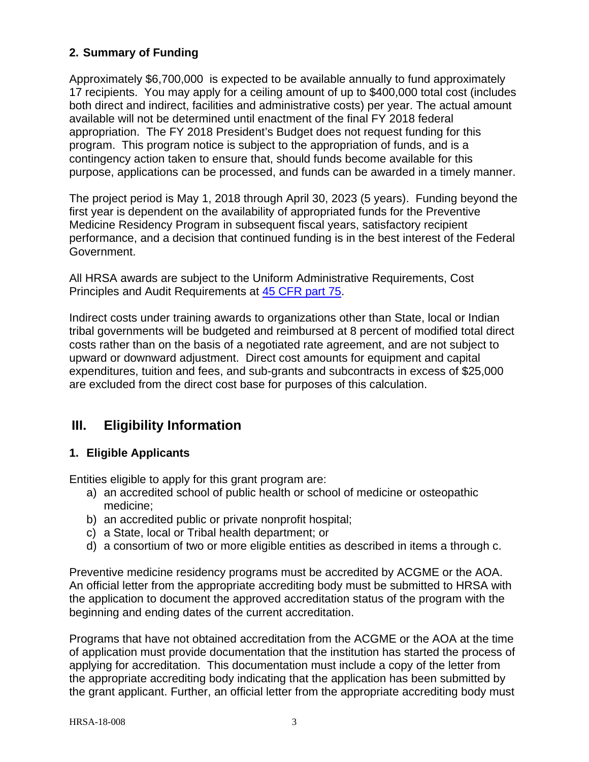### 2. Summary of Funding

Approximately $6,700,000 is expected to be available annually to fund approximately 17 recipients. You may apply for a ceiling amount of up to $400,000 total cost (includes both direct and indirect, facilities and administrative costs) per year. The actual amount available will not be determined until enactment of the final FY 2018 federal appropriation. The FY 2018 President's Budget does not request funding for this program. This program notice is subject to the appropriation of funds, and is a contingency action taken to ensure that, should funds become available for this purpose, applications can be processed, and funds can be awarded in a timely manner.

The project period is May 1, 2018 through April 30, 2023 (5 years). Funding beyond the first year is dependent on the availability of appropriated funds for the Preventive Medicine Residency Program in subsequent fiscal years, satisfactory recipient performance, and a decision that continued funding is in the best interest of the Federal Government.

All HRSA awards are subject to the Uniform Administrative Requirements, Cost Principles and Audit Requirements at [45 CFR part 75](#).

Indirect costs under training awards to organizations other than State, local or Indian tribal governments will be budgeted and reimbursed at 8 percent of modified total direct costs rather than on the basis of a negotiated rate agreement, and are not subject to upward or downward adjustment. Direct cost amounts for equipment and capital expenditures, tuition and fees, and sub-grants and subcontracts in excess of $25,000 are excluded from the direct cost base for purposes of this calculation.

## III. Eligibility Information

### 1. Eligible Applicants

Entities eligible to apply for this grant program are:

a) an accredited school of public health or school of medicine or osteopathic medicine;
b) an accredited public or private nonprofit hospital;
c) a State, local or Tribal health department; or
d) a consortium of two or more eligible entities as described in items a through c.

Preventive medicine residency programs must be accredited by ACGME or the AOA. An official letter from the appropriate accrediting body must be submitted to HRSA with the application to document the approved accreditation status of the program with the beginning and ending dates of the current accreditation.

Programs that have not obtained accreditation from the ACGME or the AOA at the time of application must provide documentation that the institution has started the process of applying for accreditation. This documentation must include a copy of the letter from the appropriate accrediting body indicating that the application has been submitted by the grant applicant. Further, an official letter from the appropriate accrediting body must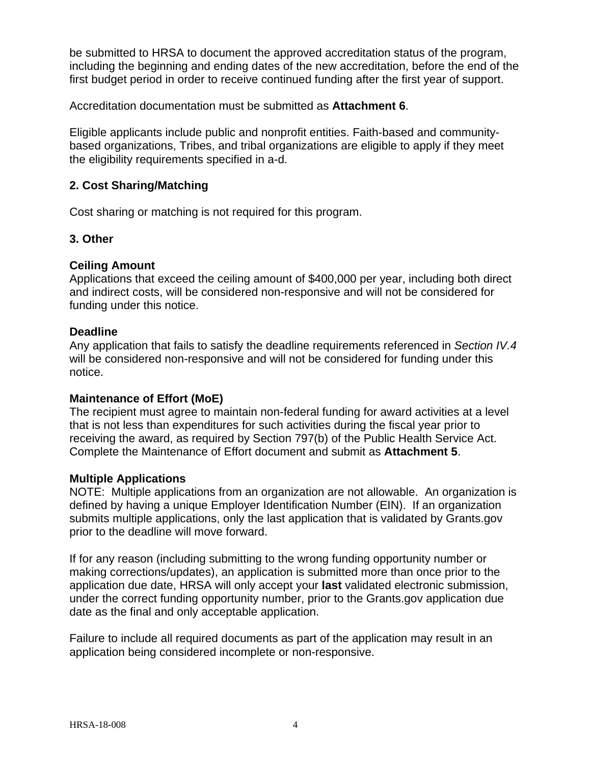be submitted to HRSA to document the approved accreditation status of the program, including the beginning and ending dates of the new accreditation, before the end of the first budget period in order to receive continued funding after the first year of support.

Accreditation documentation must be submitted as **Attachment 6**.

Eligible applicants include public and nonprofit entities. Faith-based and community-based organizations, Tribes, and tribal organizations are eligible to apply if they meet the eligibility requirements specified in a-d.

### 2. Cost Sharing/Matching

Cost sharing or matching is not required for this program.

### 3. Other

**Ceiling Amount**
Applications that exceed the ceiling amount of $400,000 per year, including both direct and indirect costs, will be considered non-responsive and will not be considered for funding under this notice.

**Deadline**
Any application that fails to satisfy the deadline requirements referenced in *Section IV.4* will be considered non-responsive and will not be considered for funding under this notice.

**Maintenance of Effort (MoE)**
The recipient must agree to maintain non-federal funding for award activities at a level that is not less than expenditures for such activities during the fiscal year prior to receiving the award, as required by Section 797(b) of the Public Health Service Act. Complete the Maintenance of Effort document and submit as **Attachment 5**.

**Multiple Applications**
NOTE: Multiple applications from an organization are not allowable. An organization is defined by having a unique Employer Identification Number (EIN). If an organization submits multiple applications, only the last application that is validated by Grants.gov prior to the deadline will move forward.

If for any reason (including submitting to the wrong funding opportunity number or making corrections/updates), an application is submitted more than once prior to the application due date, HRSA will only accept your **last** validated electronic submission, under the correct funding opportunity number, prior to the Grants.gov application due date as the final and only acceptable application.

Failure to include all required documents as part of the application may result in an application being considered incomplete or non-responsive.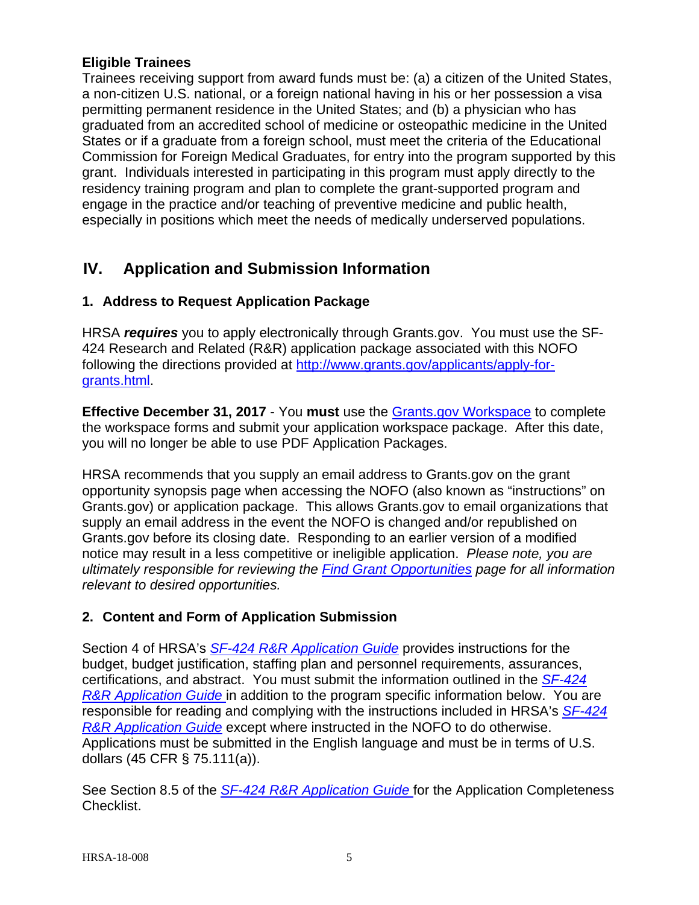**Eligible Trainees**

Trainees receiving support from award funds must be: (a) a citizen of the United States, a non-citizen U.S. national, or a foreign national having in his or her possession a visa permitting permanent residence in the United States; and (b) a physician who has graduated from an accredited school of medicine or osteopathic medicine in the United States or if a graduate from a foreign school, must meet the criteria of the Educational Commission for Foreign Medical Graduates, for entry into the program supported by this grant. Individuals interested in participating in this program must apply directly to the residency training program and plan to complete the grant-supported program and engage in the practice and/or teaching of preventive medicine and public health, especially in positions which meet the needs of medically underserved populations.

## IV. Application and Submission Information

### 1. Address to Request Application Package

HRSA ***requires*** you to apply electronically through Grants.gov. You must use the SF-424 Research and Related (R&R) application package associated with this NOFO following the directions provided at [http://www.grants.gov/applicants/apply-for-grants.html](http://www.grants.gov/applicants/apply-for-grants.html).

**Effective December 31, 2017** - You **must** use the [Grants.gov Workspace](#) to complete the workspace forms and submit your application workspace package. After this date, you will no longer be able to use PDF Application Packages.

HRSA recommends that you supply an email address to Grants.gov on the grant opportunity synopsis page when accessing the NOFO (also known as "instructions" on Grants.gov) or application package. This allows Grants.gov to email organizations that supply an email address in the event the NOFO is changed and/or republished on Grants.gov before its closing date. Responding to an earlier version of a modified notice may result in a less competitive or ineligible application. *Please note, you are ultimately responsible for reviewing the [Find Grant Opportunities](#) page for all information relevant to desired opportunities.*

### 2. Content and Form of Application Submission

Section 4 of HRSA's *[SF-424 R&R Application Guide](#)* provides instructions for the budget, budget justification, staffing plan and personnel requirements, assurances, certifications, and abstract. You must submit the information outlined in the *[SF-424 R&R Application Guide](#)* in addition to the program specific information below. You are responsible for reading and complying with the instructions included in HRSA's *[SF-424 R&R Application Guide](#)* except where instructed in the NOFO to do otherwise. Applications must be submitted in the English language and must be in terms of U.S. dollars (45 CFR § 75.111(a)).

See Section 8.5 of the *[SF-424 R&R Application Guide](#)* for the Application Completeness Checklist.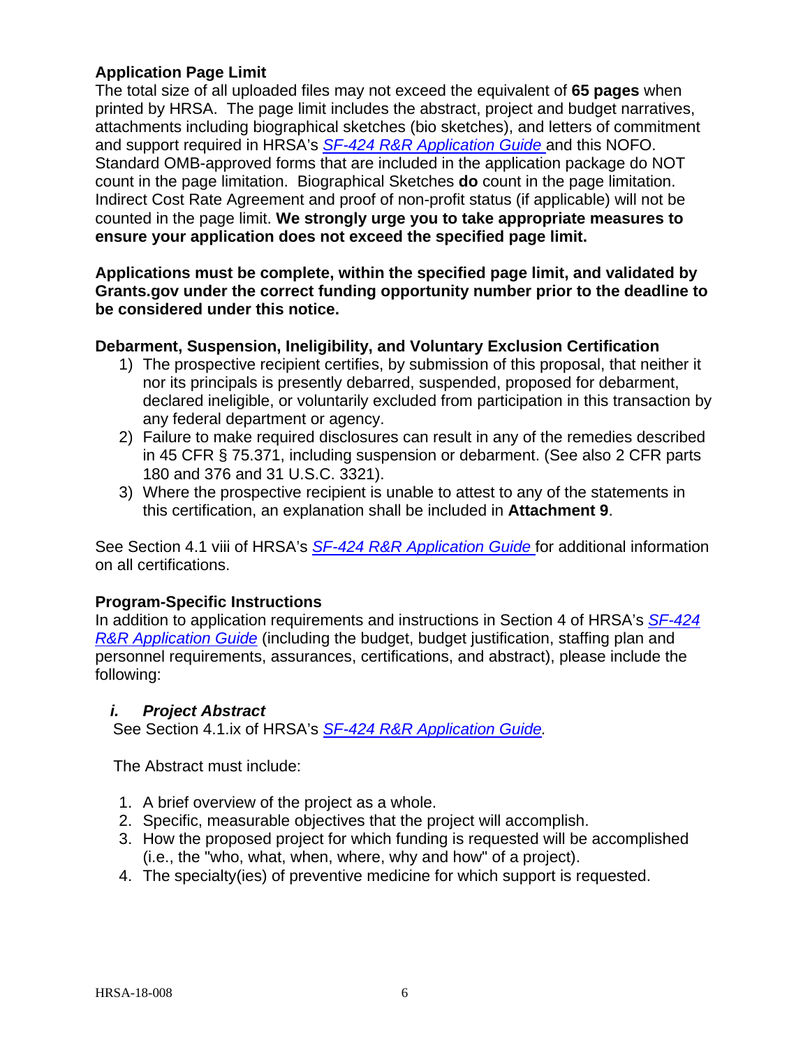### Application Page Limit

The total size of all uploaded files may not exceed the equivalent of **65 pages** when printed by HRSA. The page limit includes the abstract, project and budget narratives, attachments including biographical sketches (bio sketches), and letters of commitment and support required in HRSA's *SF-424 R&R Application Guide* and this NOFO. Standard OMB-approved forms that are included in the application package do NOT count in the page limitation. Biographical Sketches **do** count in the page limitation. Indirect Cost Rate Agreement and proof of non-profit status (if applicable) will not be counted in the page limit. **We strongly urge you to take appropriate measures to ensure your application does not exceed the specified page limit.**

**Applications must be complete, within the specified page limit, and validated by Grants.gov under the correct funding opportunity number prior to the deadline to be considered under this notice.**

### Debarment, Suspension, Ineligibility, and Voluntary Exclusion Certification

1) The prospective recipient certifies, by submission of this proposal, that neither it nor its principals is presently debarred, suspended, proposed for debarment, declared ineligible, or voluntarily excluded from participation in this transaction by any federal department or agency.
2) Failure to make required disclosures can result in any of the remedies described in 45 CFR § 75.371, including suspension or debarment. (See also 2 CFR parts 180 and 376 and 31 U.S.C. 3321).
3) Where the prospective recipient is unable to attest to any of the statements in this certification, an explanation shall be included in **Attachment 9**.

See Section 4.1 viii of HRSA's *SF-424 R&R Application Guide* for additional information on all certifications.

### Program-Specific Instructions

In addition to application requirements and instructions in Section 4 of HRSA's *SF-424 R&R Application Guide* (including the budget, budget justification, staffing plan and personnel requirements, assurances, certifications, and abstract), please include the following:

#### *i. Project Abstract*

See Section 4.1.ix of HRSA's *SF-424 R&R Application Guide.*

The Abstract must include:

1. A brief overview of the project as a whole.
2. Specific, measurable objectives that the project will accomplish.
3. How the proposed project for which funding is requested will be accomplished (i.e., the "who, what, when, where, why and how" of a project).
4. The specialty(ies) of preventive medicine for which support is requested.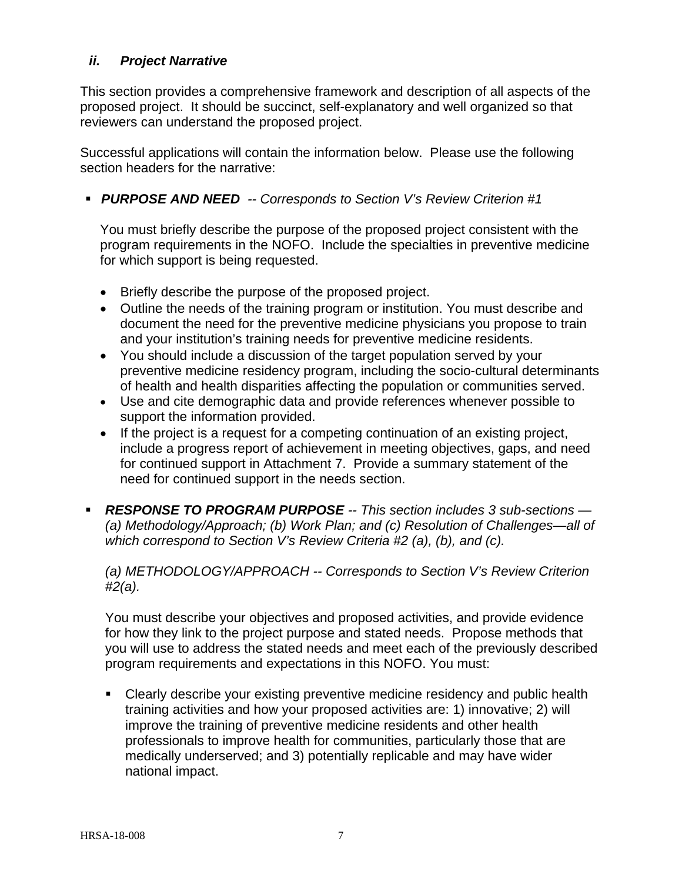### *ii. Project Narrative*

This section provides a comprehensive framework and description of all aspects of the proposed project. It should be succinct, self-explanatory and well organized so that reviewers can understand the proposed project.

Successful applications will contain the information below. Please use the following section headers for the narrative:

- ***PURPOSE AND NEED*** *-- Corresponds to Section V's Review Criterion #1*

  You must briefly describe the purpose of the proposed project consistent with the program requirements in the NOFO. Include the specialties in preventive medicine for which support is being requested.

  - Briefly describe the purpose of the proposed project.
  - Outline the needs of the training program or institution. You must describe and document the need for the preventive medicine physicians you propose to train and your institution's training needs for preventive medicine residents.
  - You should include a discussion of the target population served by your preventive medicine residency program, including the socio-cultural determinants of health and health disparities affecting the population or communities served.
  - Use and cite demographic data and provide references whenever possible to support the information provided.
  - If the project is a request for a competing continuation of an existing project, include a progress report of achievement in meeting objectives, gaps, and need for continued support in Attachment 7. Provide a summary statement of the need for continued support in the needs section.

- ***RESPONSE TO PROGRAM PURPOSE*** *-- This section includes 3 sub-sections — (a) Methodology/Approach; (b) Work Plan; and (c) Resolution of Challenges—all of which correspond to Section V's Review Criteria #2 (a), (b), and (c).*

  *(a) METHODOLOGY/APPROACH -- Corresponds to Section V's Review Criterion #2(a).*

  You must describe your objectives and proposed activities, and provide evidence for how they link to the project purpose and stated needs. Propose methods that you will use to address the stated needs and meet each of the previously described program requirements and expectations in this NOFO. You must:

  - Clearly describe your existing preventive medicine residency and public health training activities and how your proposed activities are: 1) innovative; 2) will improve the training of preventive medicine residents and other health professionals to improve health for communities, particularly those that are medically underserved; and 3) potentially replicable and may have wider national impact.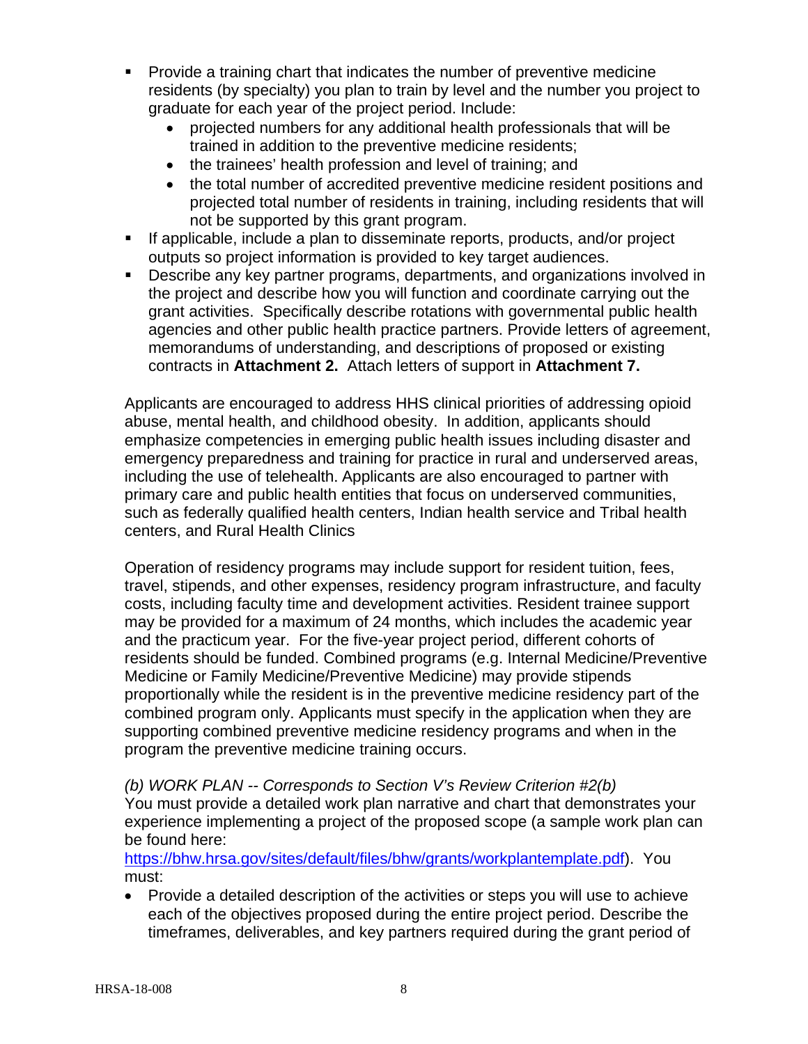- Provide a training chart that indicates the number of preventive medicine residents (by specialty) you plan to train by level and the number you project to graduate for each year of the project period. Include:
  - projected numbers for any additional health professionals that will be trained in addition to the preventive medicine residents;
  - the trainees' health profession and level of training; and
  - the total number of accredited preventive medicine resident positions and projected total number of residents in training, including residents that will not be supported by this grant program.
- If applicable, include a plan to disseminate reports, products, and/or project outputs so project information is provided to key target audiences.
- Describe any key partner programs, departments, and organizations involved in the project and describe how you will function and coordinate carrying out the grant activities. Specifically describe rotations with governmental public health agencies and other public health practice partners. Provide letters of agreement, memorandums of understanding, and descriptions of proposed or existing contracts in **Attachment 2.** Attach letters of support in **Attachment 7.**

Applicants are encouraged to address HHS clinical priorities of addressing opioid abuse, mental health, and childhood obesity. In addition, applicants should emphasize competencies in emerging public health issues including disaster and emergency preparedness and training for practice in rural and underserved areas, including the use of telehealth. Applicants are also encouraged to partner with primary care and public health entities that focus on underserved communities, such as federally qualified health centers, Indian health service and Tribal health centers, and Rural Health Clinics

Operation of residency programs may include support for resident tuition, fees, travel, stipends, and other expenses, residency program infrastructure, and faculty costs, including faculty time and development activities. Resident trainee support may be provided for a maximum of 24 months, which includes the academic year and the practicum year. For the five-year project period, different cohorts of residents should be funded. Combined programs (e.g. Internal Medicine/Preventive Medicine or Family Medicine/Preventive Medicine) may provide stipends proportionally while the resident is in the preventive medicine residency part of the combined program only. Applicants must specify in the application when they are supporting combined preventive medicine residency programs and when in the program the preventive medicine training occurs.

*(b) WORK PLAN -- Corresponds to Section V's Review Criterion #2(b)*
You must provide a detailed work plan narrative and chart that demonstrates your experience implementing a project of the proposed scope (a sample work plan can be found here: https://bhw.hrsa.gov/sites/default/files/bhw/grants/workplantemplate.pdf). You must:

- Provide a detailed description of the activities or steps you will use to achieve each of the objectives proposed during the entire project period. Describe the timeframes, deliverables, and key partners required during the grant period of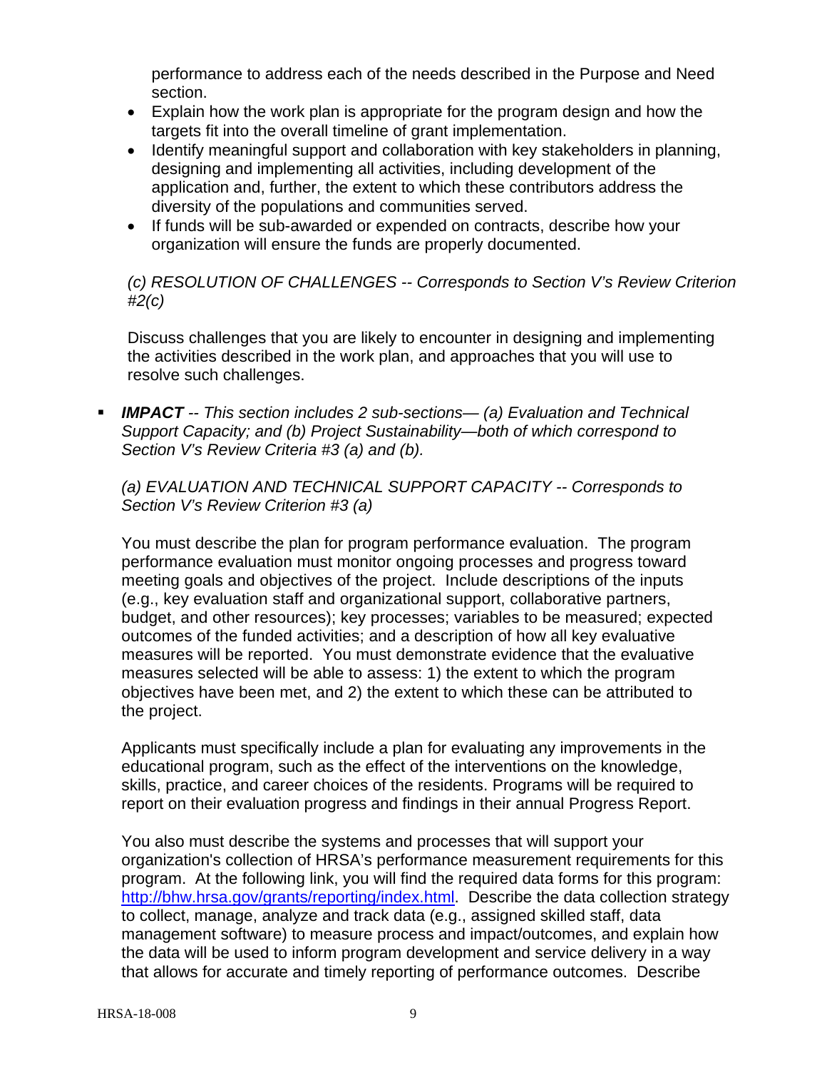performance to address each of the needs described in the Purpose and Need section.

- Explain how the work plan is appropriate for the program design and how the targets fit into the overall timeline of grant implementation.
- Identify meaningful support and collaboration with key stakeholders in planning, designing and implementing all activities, including development of the application and, further, the extent to which these contributors address the diversity of the populations and communities served.
- If funds will be sub-awarded or expended on contracts, describe how your organization will ensure the funds are properly documented.

*(c) RESOLUTION OF CHALLENGES -- Corresponds to Section V's Review Criterion #2(c)*

Discuss challenges that you are likely to encounter in designing and implementing the activities described in the work plan, and approaches that you will use to resolve such challenges.

- ***IMPACT*** *-- This section includes 2 sub-sections— (a) Evaluation and Technical Support Capacity; and (b) Project Sustainability—both of which correspond to Section V's Review Criteria #3 (a) and (b).*

  *(a) EVALUATION AND TECHNICAL SUPPORT CAPACITY -- Corresponds to Section V's Review Criterion #3 (a)*

  You must describe the plan for program performance evaluation. The program performance evaluation must monitor ongoing processes and progress toward meeting goals and objectives of the project. Include descriptions of the inputs (e.g., key evaluation staff and organizational support, collaborative partners, budget, and other resources); key processes; variables to be measured; expected outcomes of the funded activities; and a description of how all key evaluative measures will be reported. You must demonstrate evidence that the evaluative measures selected will be able to assess: 1) the extent to which the program objectives have been met, and 2) the extent to which these can be attributed to the project.

  Applicants must specifically include a plan for evaluating any improvements in the educational program, such as the effect of the interventions on the knowledge, skills, practice, and career choices of the residents. Programs will be required to report on their evaluation progress and findings in their annual Progress Report.

  You also must describe the systems and processes that will support your organization's collection of HRSA's performance measurement requirements for this program. At the following link, you will find the required data forms for this program: [http://bhw.hrsa.gov/grants/reporting/index.html](http://bhw.hrsa.gov/grants/reporting/index.html). Describe the data collection strategy to collect, manage, analyze and track data (e.g., assigned skilled staff, data management software) to measure process and impact/outcomes, and explain how the data will be used to inform program development and service delivery in a way that allows for accurate and timely reporting of performance outcomes. Describe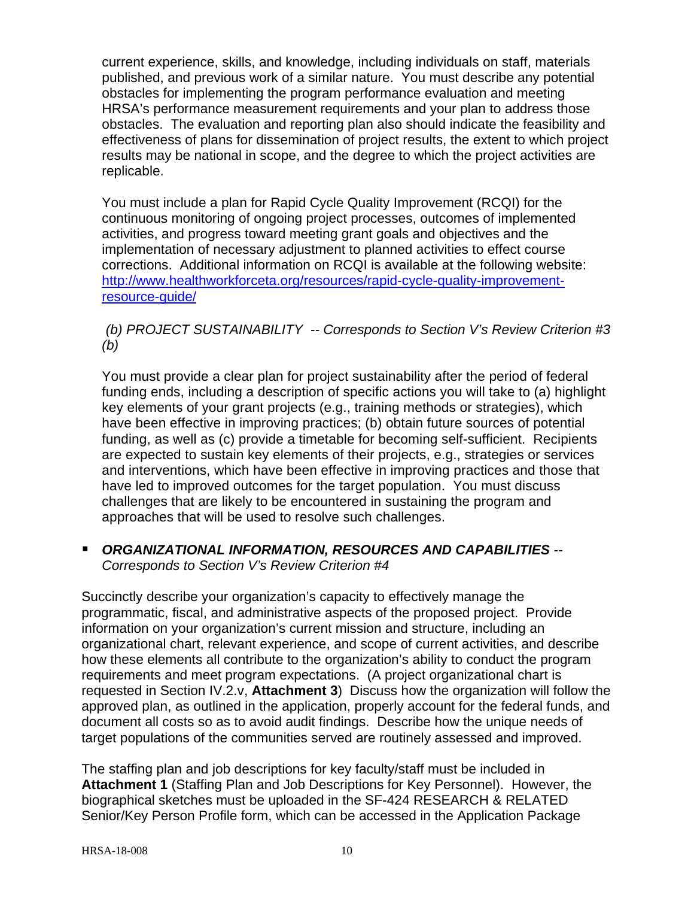current experience, skills, and knowledge, including individuals on staff, materials published, and previous work of a similar nature. You must describe any potential obstacles for implementing the program performance evaluation and meeting HRSA's performance measurement requirements and your plan to address those obstacles. The evaluation and reporting plan also should indicate the feasibility and effectiveness of plans for dissemination of project results, the extent to which project results may be national in scope, and the degree to which the project activities are replicable.

You must include a plan for Rapid Cycle Quality Improvement (RCQI) for the continuous monitoring of ongoing project processes, outcomes of implemented activities, and progress toward meeting grant goals and objectives and the implementation of necessary adjustment to planned activities to effect course corrections. Additional information on RCQI is available at the following website: [http://www.healthworkforceta.org/resources/rapid-cycle-quality-improvement-resource-guide/](http://www.healthworkforceta.org/resources/rapid-cycle-quality-improvement-resource-guide/)

*(b) PROJECT SUSTAINABILITY -- Corresponds to Section V's Review Criterion #3 (b)*

You must provide a clear plan for project sustainability after the period of federal funding ends, including a description of specific actions you will take to (a) highlight key elements of your grant projects (e.g., training methods or strategies), which have been effective in improving practices; (b) obtain future sources of potential funding, as well as (c) provide a timetable for becoming self-sufficient. Recipients are expected to sustain key elements of their projects, e.g., strategies or services and interventions, which have been effective in improving practices and those that have led to improved outcomes for the target population. You must discuss challenges that are likely to be encountered in sustaining the program and approaches that will be used to resolve such challenges.

- ***ORGANIZATIONAL INFORMATION, RESOURCES AND CAPABILITIES** -- Corresponds to Section V's Review Criterion #4*

Succinctly describe your organization's capacity to effectively manage the programmatic, fiscal, and administrative aspects of the proposed project. Provide information on your organization's current mission and structure, including an organizational chart, relevant experience, and scope of current activities, and describe how these elements all contribute to the organization's ability to conduct the program requirements and meet program expectations. (A project organizational chart is requested in Section IV.2.v, **Attachment 3**) Discuss how the organization will follow the approved plan, as outlined in the application, properly account for the federal funds, and document all costs so as to avoid audit findings. Describe how the unique needs of target populations of the communities served are routinely assessed and improved.

The staffing plan and job descriptions for key faculty/staff must be included in **Attachment 1** (Staffing Plan and Job Descriptions for Key Personnel). However, the biographical sketches must be uploaded in the SF-424 RESEARCH & RELATED Senior/Key Person Profile form, which can be accessed in the Application Package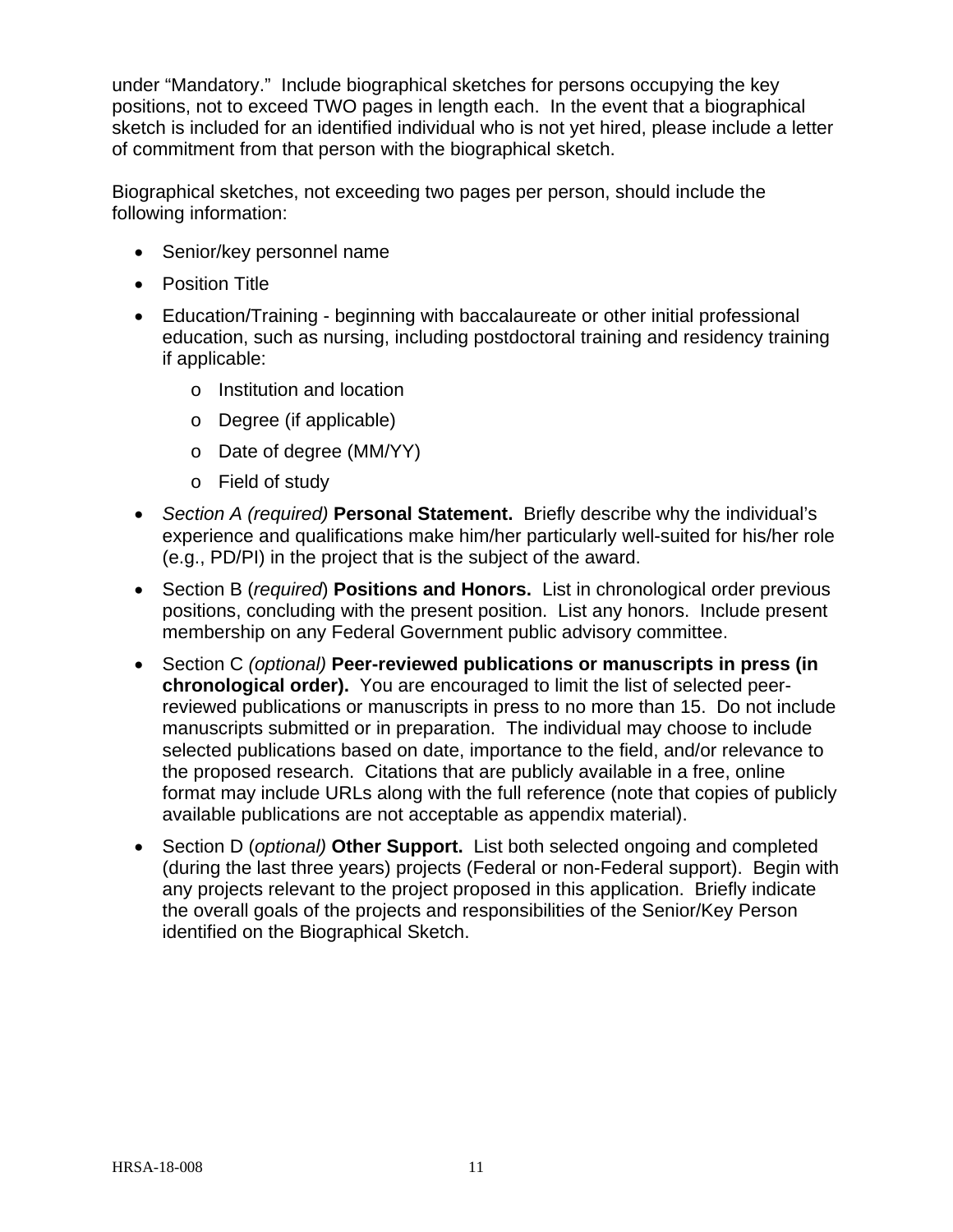under "Mandatory." Include biographical sketches for persons occupying the key positions, not to exceed TWO pages in length each. In the event that a biographical sketch is included for an identified individual who is not yet hired, please include a letter of commitment from that person with the biographical sketch.

Biographical sketches, not exceeding two pages per person, should include the following information:

- Senior/key personnel name
- Position Title
- Education/Training - beginning with baccalaureate or other initial professional education, such as nursing, including postdoctoral training and residency training if applicable:
  - Institution and location
  - Degree (if applicable)
  - Date of degree (MM/YY)
  - Field of study
- *Section A (required)* **Personal Statement.** Briefly describe why the individual's experience and qualifications make him/her particularly well-suited for his/her role (e.g., PD/PI) in the project that is the subject of the award.
- Section B (*required*) **Positions and Honors.** List in chronological order previous positions, concluding with the present position. List any honors. Include present membership on any Federal Government public advisory committee.
- Section C *(optional)* **Peer-reviewed publications or manuscripts in press (in chronological order).** You are encouraged to limit the list of selected peer-reviewed publications or manuscripts in press to no more than 15. Do not include manuscripts submitted or in preparation. The individual may choose to include selected publications based on date, importance to the field, and/or relevance to the proposed research. Citations that are publicly available in a free, online format may include URLs along with the full reference (note that copies of publicly available publications are not acceptable as appendix material).
- Section D (*optional)* **Other Support.** List both selected ongoing and completed (during the last three years) projects (Federal or non-Federal support). Begin with any projects relevant to the project proposed in this application. Briefly indicate the overall goals of the projects and responsibilities of the Senior/Key Person identified on the Biographical Sketch.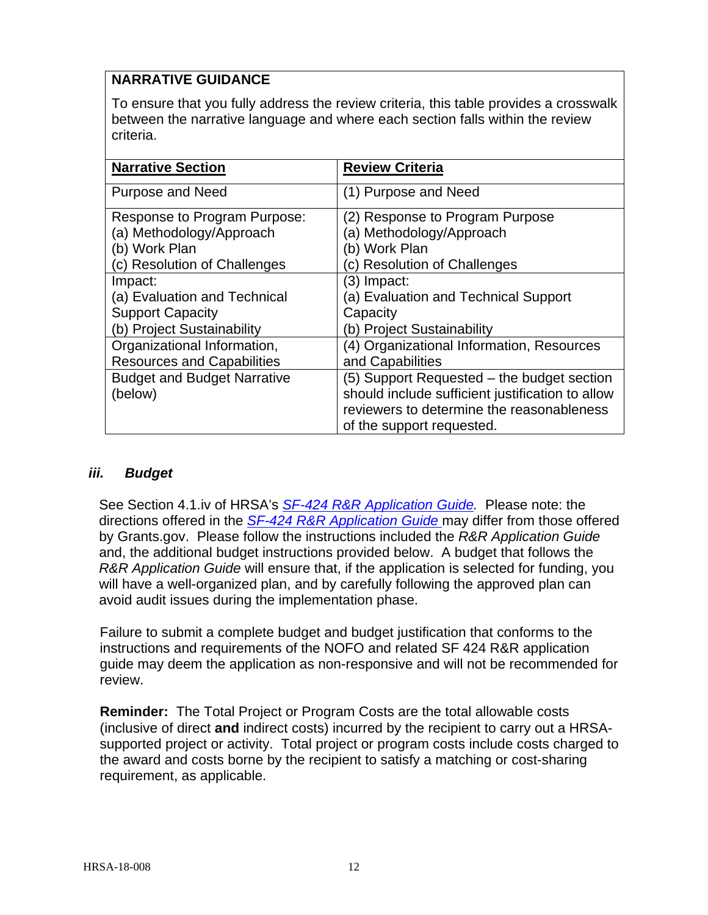**NARRATIVE GUIDANCE**

To ensure that you fully address the review criteria, this table provides a crosswalk between the narrative language and where each section falls within the review criteria.

| **Narrative Section** | **Review Criteria** |
|---|---|
| Purpose and Need | (1) Purpose and Need |
| Response to Program Purpose:<br>(a) Methodology/Approach<br>(b) Work Plan<br>(c) Resolution of Challenges | (2) Response to Program Purpose<br>(a) Methodology/Approach<br>(b) Work Plan<br>(c) Resolution of Challenges |
| Impact:<br>(a) Evaluation and Technical Support Capacity<br>(b) Project Sustainability | (3) Impact:<br>(a) Evaluation and Technical Support Capacity<br>(b) Project Sustainability |
| Organizational Information, Resources and Capabilities | (4) Organizational Information, Resources and Capabilities |
| Budget and Budget Narrative (below) | (5) Support Requested – the budget section should include sufficient justification to allow reviewers to determine the reasonableness of the support requested. |

### *iii. Budget*

See Section 4.1.iv of HRSA's *SF-424 R&R Application Guide.* Please note: the directions offered in the *SF-424 R&R Application Guide* may differ from those offered by Grants.gov. Please follow the instructions included the *R&R Application Guide* and, the additional budget instructions provided below. A budget that follows the *R&R Application Guide* will ensure that, if the application is selected for funding, you will have a well-organized plan, and by carefully following the approved plan can avoid audit issues during the implementation phase.

Failure to submit a complete budget and budget justification that conforms to the instructions and requirements of the NOFO and related SF 424 R&R application guide may deem the application as non-responsive and will not be recommended for review.

**Reminder:** The Total Project or Program Costs are the total allowable costs (inclusive of direct **and** indirect costs) incurred by the recipient to carry out a HRSA-supported project or activity. Total project or program costs include costs charged to the award and costs borne by the recipient to satisfy a matching or cost-sharing requirement, as applicable.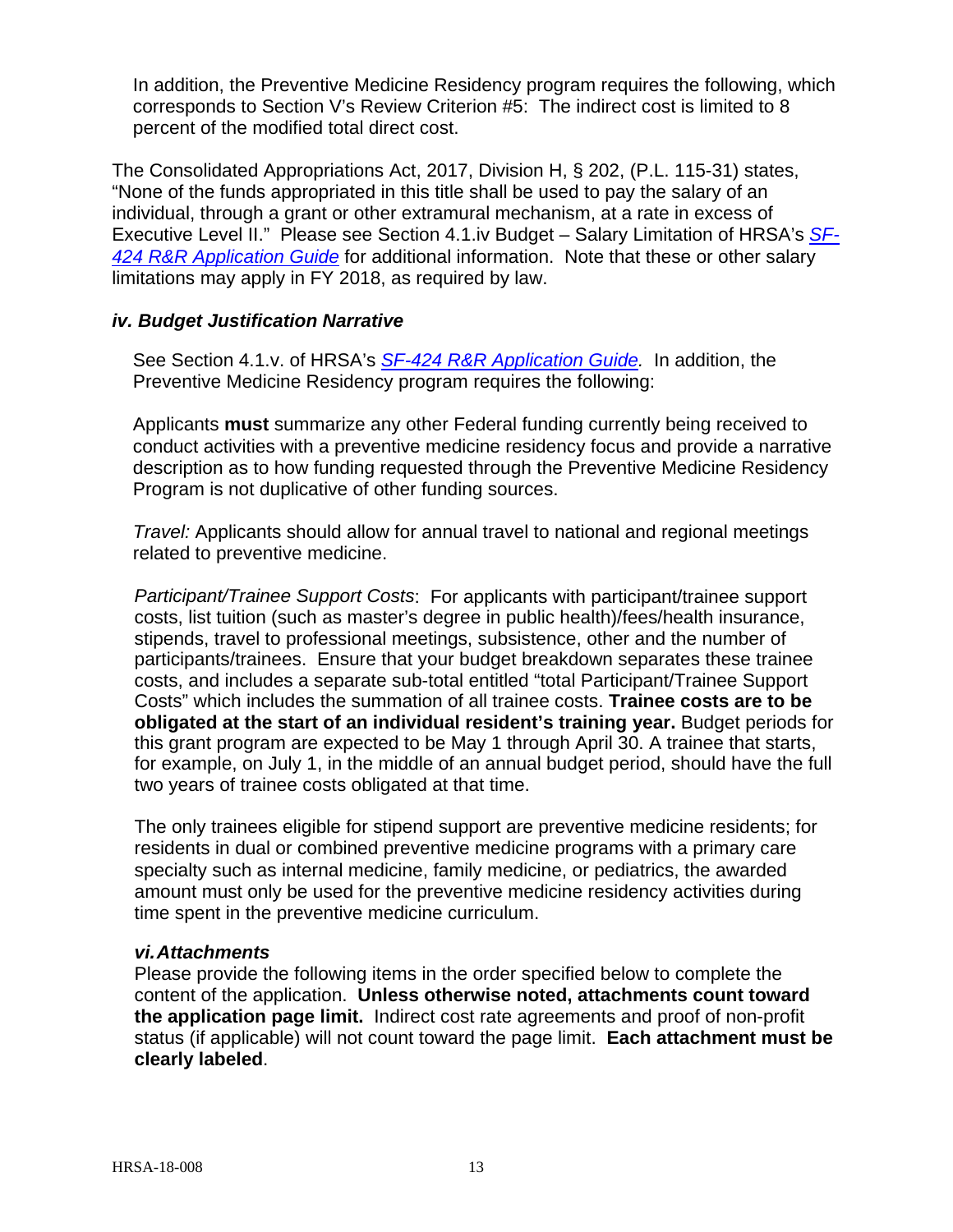In addition, the Preventive Medicine Residency program requires the following, which corresponds to Section V's Review Criterion #5: The indirect cost is limited to 8 percent of the modified total direct cost.

The Consolidated Appropriations Act, 2017, Division H, § 202, (P.L. 115-31) states, "None of the funds appropriated in this title shall be used to pay the salary of an individual, through a grant or other extramural mechanism, at a rate in excess of Executive Level II." Please see Section 4.1.iv Budget – Salary Limitation of HRSA's *SF-424 R&R Application Guide* for additional information. Note that these or other salary limitations may apply in FY 2018, as required by law.

### *iv. Budget Justification Narrative*

See Section 4.1.v. of HRSA's *SF-424 R&R Application Guide.* In addition, the Preventive Medicine Residency program requires the following:

Applicants **must** summarize any other Federal funding currently being received to conduct activities with a preventive medicine residency focus and provide a narrative description as to how funding requested through the Preventive Medicine Residency Program is not duplicative of other funding sources.

*Travel:* Applicants should allow for annual travel to national and regional meetings related to preventive medicine.

*Participant/Trainee Support Costs*: For applicants with participant/trainee support costs, list tuition (such as master's degree in public health)/fees/health insurance, stipends, travel to professional meetings, subsistence, other and the number of participants/trainees. Ensure that your budget breakdown separates these trainee costs, and includes a separate sub-total entitled "total Participant/Trainee Support Costs" which includes the summation of all trainee costs. **Trainee costs are to be obligated at the start of an individual resident's training year.** Budget periods for this grant program are expected to be May 1 through April 30. A trainee that starts, for example, on July 1, in the middle of an annual budget period, should have the full two years of trainee costs obligated at that time.

The only trainees eligible for stipend support are preventive medicine residents; for residents in dual or combined preventive medicine programs with a primary care specialty such as internal medicine, family medicine, or pediatrics, the awarded amount must only be used for the preventive medicine residency activities during time spent in the preventive medicine curriculum.

### *vi. Attachments*

Please provide the following items in the order specified below to complete the content of the application. **Unless otherwise noted, attachments count toward the application page limit.** Indirect cost rate agreements and proof of non-profit status (if applicable) will not count toward the page limit. **Each attachment must be clearly labeled**.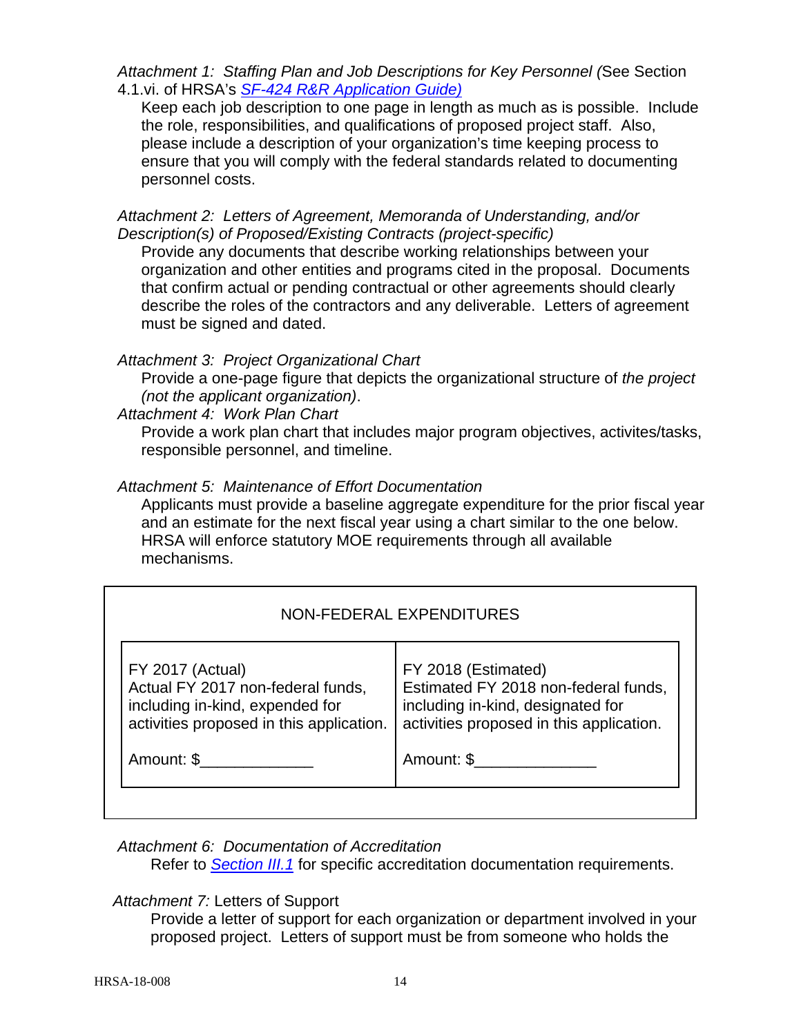*Attachment 1: Staffing Plan and Job Descriptions for Key Personnel (*See Section 4.1.vi. of HRSA's *[SF-424 R&R Application Guide)](#)*

Keep each job description to one page in length as much as is possible. Include the role, responsibilities, and qualifications of proposed project staff. Also, please include a description of your organization's time keeping process to ensure that you will comply with the federal standards related to documenting personnel costs.

*Attachment 2: Letters of Agreement, Memoranda of Understanding, and/or Description(s) of Proposed/Existing Contracts (project-specific)*

Provide any documents that describe working relationships between your organization and other entities and programs cited in the proposal. Documents that confirm actual or pending contractual or other agreements should clearly describe the roles of the contractors and any deliverable. Letters of agreement must be signed and dated.

*Attachment 3: Project Organizational Chart*

Provide a one-page figure that depicts the organizational structure of *the project (not the applicant organization)*.

*Attachment 4: Work Plan Chart*

Provide a work plan chart that includes major program objectives, activites/tasks, responsible personnel, and timeline.

*Attachment 5: Maintenance of Effort Documentation*

Applicants must provide a baseline aggregate expenditure for the prior fiscal year and an estimate for the next fiscal year using a chart similar to the one below. HRSA will enforce statutory MOE requirements through all available mechanisms.

| NON-FEDERAL EXPENDITURES | |
|---|---|
| FY 2017 (Actual)<br>Actual FY 2017 non-federal funds, including in-kind, expended for activities proposed in this application.<br><br>Amount: $_____________ | FY 2018 (Estimated)<br>Estimated FY 2018 non-federal funds, including in-kind, designated for activities proposed in this application.<br><br>Amount: $_____________ |

*Attachment 6: Documentation of Accreditation*

Refer to *[Section III.1](#)* for specific accreditation documentation requirements.

*Attachment 7:* Letters of Support

Provide a letter of support for each organization or department involved in your proposed project. Letters of support must be from someone who holds the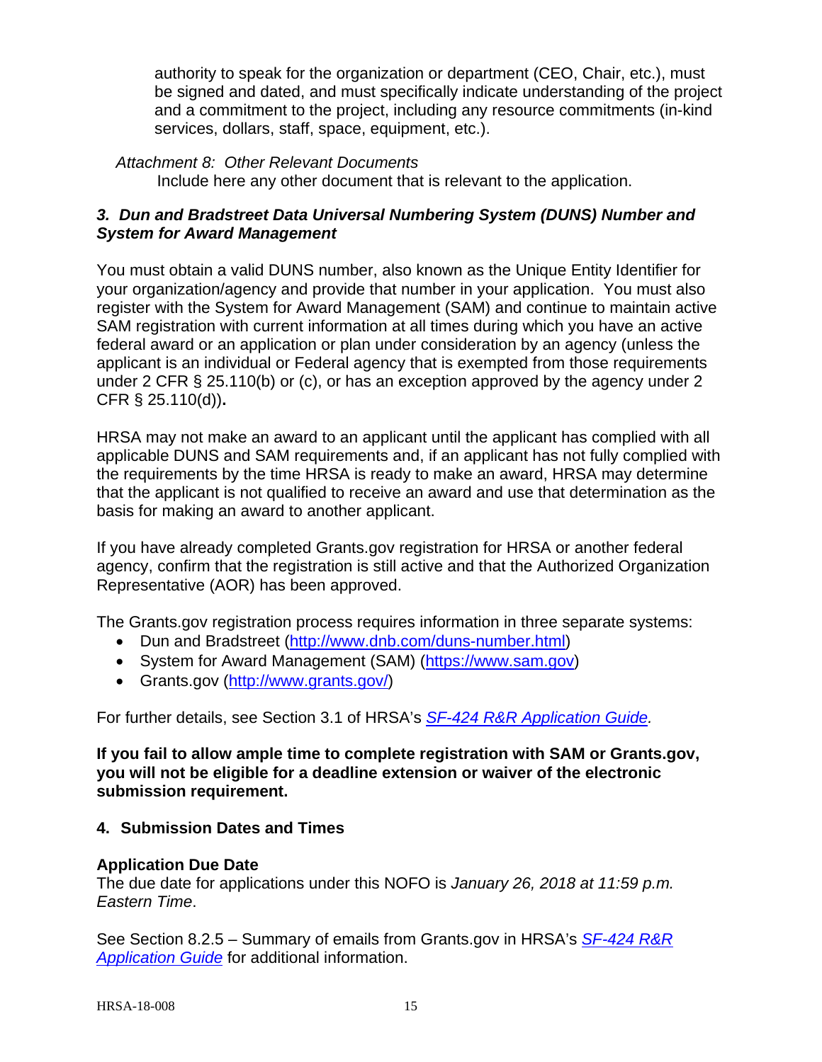authority to speak for the organization or department (CEO, Chair, etc.), must be signed and dated, and must specifically indicate understanding of the project and a commitment to the project, including any resource commitments (in-kind services, dollars, staff, space, equipment, etc.).

*Attachment 8: Other Relevant Documents*

Include here any other document that is relevant to the application.

### *3. Dun and Bradstreet Data Universal Numbering System (DUNS) Number and System for Award Management*

You must obtain a valid DUNS number, also known as the Unique Entity Identifier for your organization/agency and provide that number in your application. You must also register with the System for Award Management (SAM) and continue to maintain active SAM registration with current information at all times during which you have an active federal award or an application or plan under consideration by an agency (unless the applicant is an individual or Federal agency that is exempted from those requirements under 2 CFR § 25.110(b) or (c), or has an exception approved by the agency under 2 CFR § 25.110(d))**.**

HRSA may not make an award to an applicant until the applicant has complied with all applicable DUNS and SAM requirements and, if an applicant has not fully complied with the requirements by the time HRSA is ready to make an award, HRSA may determine that the applicant is not qualified to receive an award and use that determination as the basis for making an award to another applicant.

If you have already completed Grants.gov registration for HRSA or another federal agency, confirm that the registration is still active and that the Authorized Organization Representative (AOR) has been approved.

The Grants.gov registration process requires information in three separate systems:

- Dun and Bradstreet (http://www.dnb.com/duns-number.html)
- System for Award Management (SAM) (https://www.sam.gov)
- Grants.gov (http://www.grants.gov/)

For further details, see Section 3.1 of HRSA's *SF-424 R&R Application Guide.*

**If you fail to allow ample time to complete registration with SAM or Grants.gov, you will not be eligible for a deadline extension or waiver of the electronic submission requirement.**

### 4. Submission Dates and Times

**Application Due Date**

The due date for applications under this NOFO is *January 26, 2018 at 11:59 p.m. Eastern Time*.

See Section 8.2.5 – Summary of emails from Grants.gov in HRSA's SF-424 R&R Application Guide for additional information.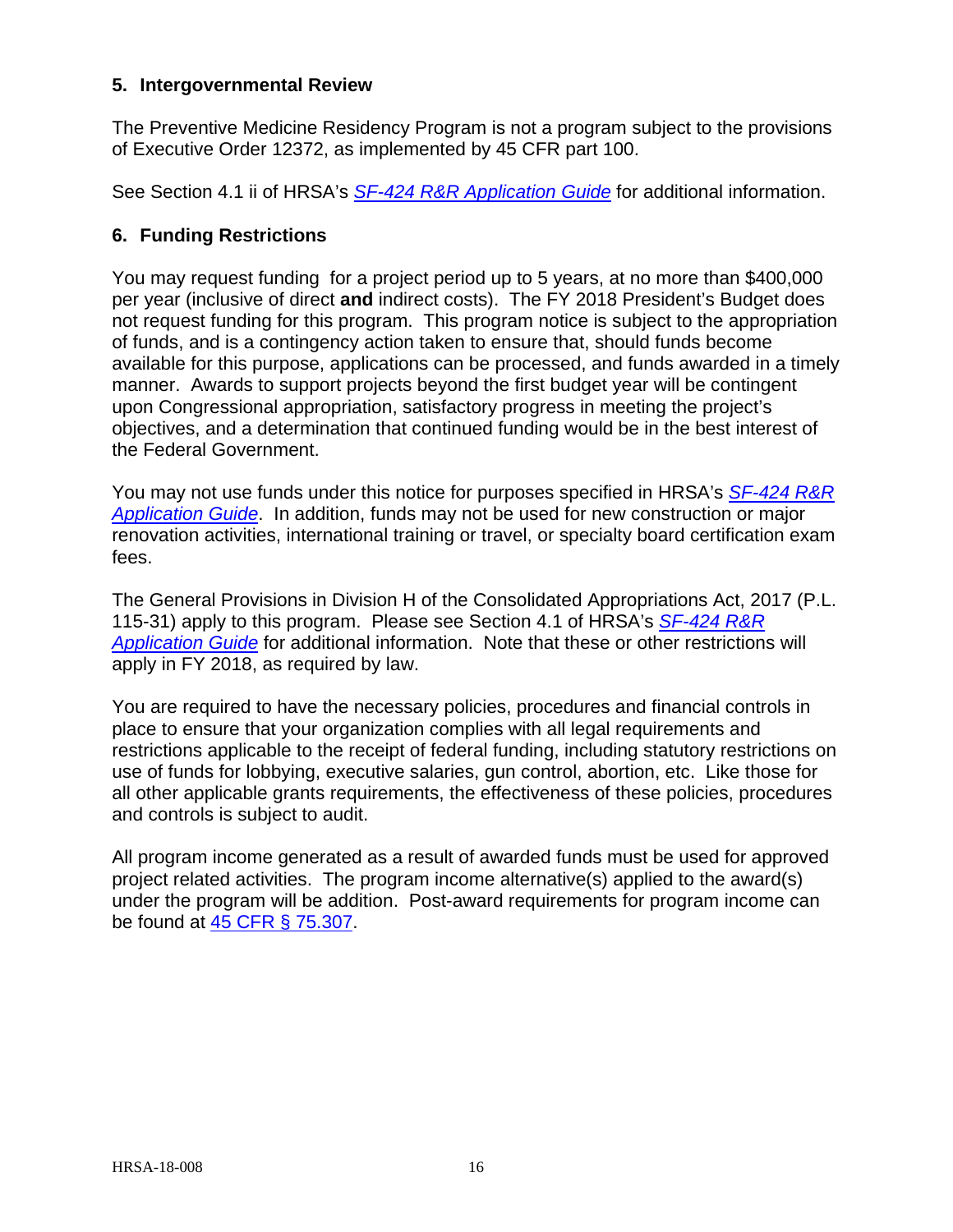### 5. Intergovernmental Review

The Preventive Medicine Residency Program is not a program subject to the provisions of Executive Order 12372, as implemented by 45 CFR part 100.

See Section 4.1 ii of HRSA's *SF-424 R&R Application Guide* for additional information.

### 6. Funding Restrictions

You may request funding for a project period up to 5 years, at no more than $400,000 per year (inclusive of direct **and** indirect costs). The FY 2018 President's Budget does not request funding for this program. This program notice is subject to the appropriation of funds, and is a contingency action taken to ensure that, should funds become available for this purpose, applications can be processed, and funds awarded in a timely manner. Awards to support projects beyond the first budget year will be contingent upon Congressional appropriation, satisfactory progress in meeting the project's objectives, and a determination that continued funding would be in the best interest of the Federal Government.

You may not use funds under this notice for purposes specified in HRSA's *SF-424 R&R Application Guide*. In addition, funds may not be used for new construction or major renovation activities, international training or travel, or specialty board certification exam fees.

The General Provisions in Division H of the Consolidated Appropriations Act, 2017 (P.L. 115-31) apply to this program. Please see Section 4.1 of HRSA's *SF-424 R&R Application Guide* for additional information. Note that these or other restrictions will apply in FY 2018, as required by law.

You are required to have the necessary policies, procedures and financial controls in place to ensure that your organization complies with all legal requirements and restrictions applicable to the receipt of federal funding, including statutory restrictions on use of funds for lobbying, executive salaries, gun control, abortion, etc. Like those for all other applicable grants requirements, the effectiveness of these policies, procedures and controls is subject to audit.

All program income generated as a result of awarded funds must be used for approved project related activities. The program income alternative(s) applied to the award(s) under the program will be addition. Post-award requirements for program income can be found at 45 CFR § 75.307.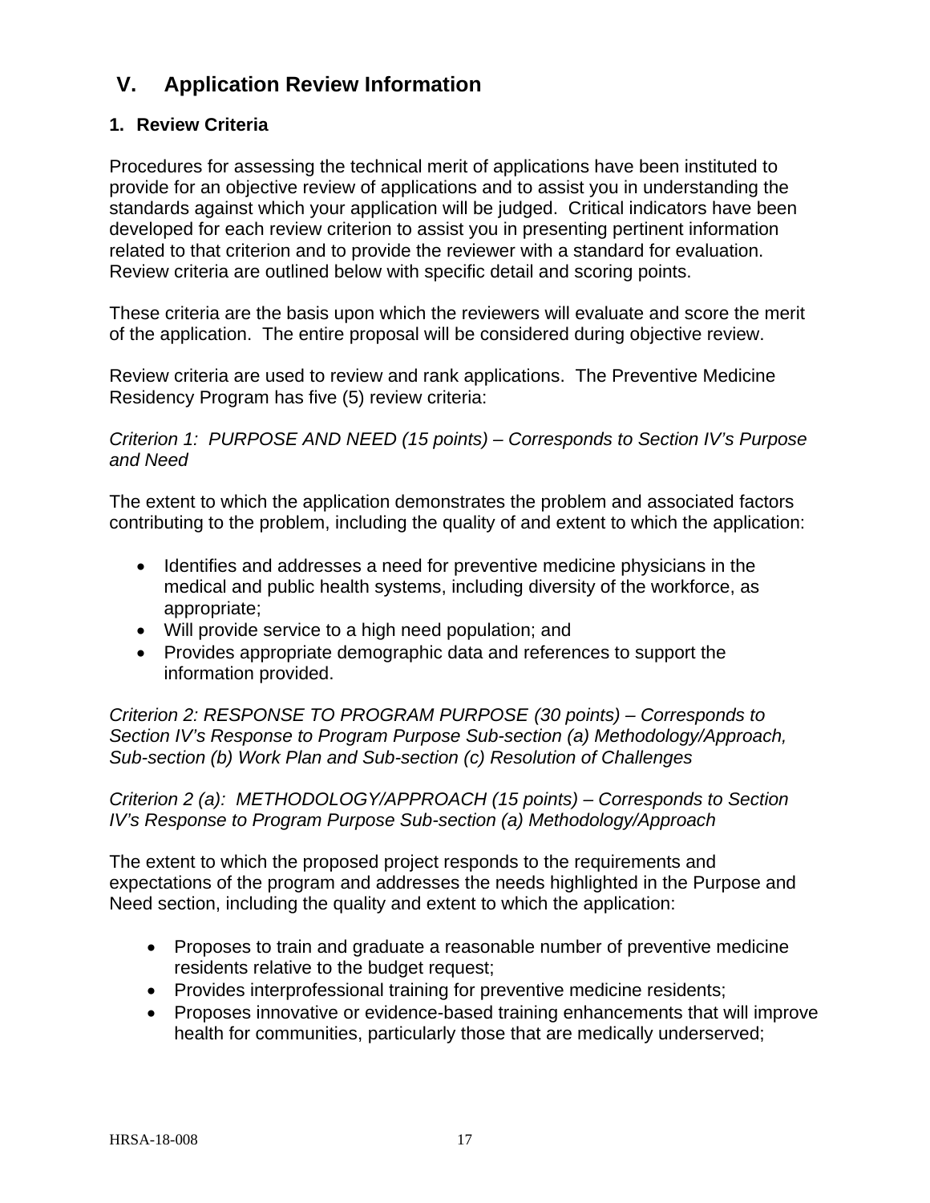## V. Application Review Information

### 1. Review Criteria

Procedures for assessing the technical merit of applications have been instituted to provide for an objective review of applications and to assist you in understanding the standards against which your application will be judged. Critical indicators have been developed for each review criterion to assist you in presenting pertinent information related to that criterion and to provide the reviewer with a standard for evaluation. Review criteria are outlined below with specific detail and scoring points.

These criteria are the basis upon which the reviewers will evaluate and score the merit of the application. The entire proposal will be considered during objective review.

Review criteria are used to review and rank applications. The Preventive Medicine Residency Program has five (5) review criteria:

*Criterion 1: PURPOSE AND NEED (15 points) – Corresponds to Section IV's Purpose and Need*

The extent to which the application demonstrates the problem and associated factors contributing to the problem, including the quality of and extent to which the application:

- Identifies and addresses a need for preventive medicine physicians in the medical and public health systems, including diversity of the workforce, as appropriate;
- Will provide service to a high need population; and
- Provides appropriate demographic data and references to support the information provided.

*Criterion 2: RESPONSE TO PROGRAM PURPOSE (30 points) – Corresponds to Section IV's Response to Program Purpose Sub-section (a) Methodology/Approach, Sub-section (b) Work Plan and Sub-section (c) Resolution of Challenges*

*Criterion 2 (a): METHODOLOGY/APPROACH (15 points) – Corresponds to Section IV's Response to Program Purpose Sub-section (a) Methodology/Approach*

The extent to which the proposed project responds to the requirements and expectations of the program and addresses the needs highlighted in the Purpose and Need section, including the quality and extent to which the application:

- Proposes to train and graduate a reasonable number of preventive medicine residents relative to the budget request;
- Provides interprofessional training for preventive medicine residents;
- Proposes innovative or evidence-based training enhancements that will improve health for communities, particularly those that are medically underserved;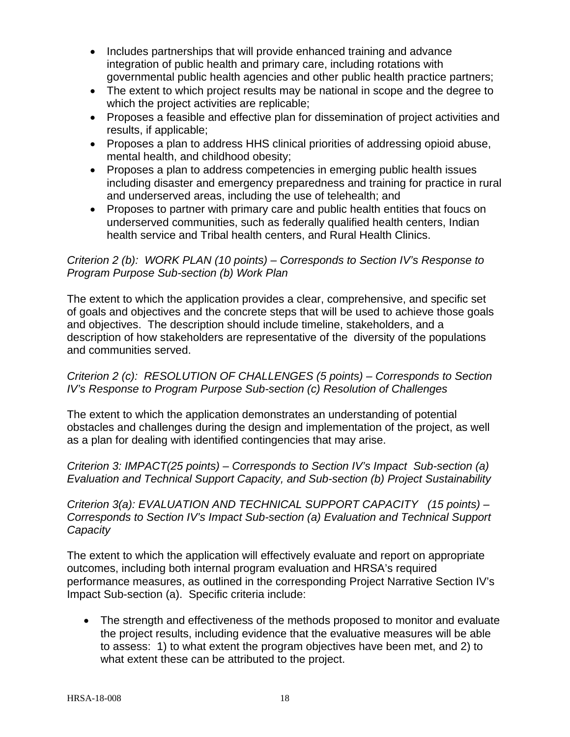- Includes partnerships that will provide enhanced training and advance integration of public health and primary care, including rotations with governmental public health agencies and other public health practice partners;
- The extent to which project results may be national in scope and the degree to which the project activities are replicable;
- Proposes a feasible and effective plan for dissemination of project activities and results, if applicable;
- Proposes a plan to address HHS clinical priorities of addressing opioid abuse, mental health, and childhood obesity;
- Proposes a plan to address competencies in emerging public health issues including disaster and emergency preparedness and training for practice in rural and underserved areas, including the use of telehealth; and
- Proposes to partner with primary care and public health entities that foucs on underserved communities, such as federally qualified health centers, Indian health service and Tribal health centers, and Rural Health Clinics.

*Criterion 2 (b): WORK PLAN (10 points) – Corresponds to Section IV's Response to Program Purpose Sub-section (b) Work Plan*

The extent to which the application provides a clear, comprehensive, and specific set of goals and objectives and the concrete steps that will be used to achieve those goals and objectives. The description should include timeline, stakeholders, and a description of how stakeholders are representative of the diversity of the populations and communities served.

*Criterion 2 (c): RESOLUTION OF CHALLENGES (5 points) – Corresponds to Section IV's Response to Program Purpose Sub-section (c) Resolution of Challenges*

The extent to which the application demonstrates an understanding of potential obstacles and challenges during the design and implementation of the project, as well as a plan for dealing with identified contingencies that may arise.

*Criterion 3: IMPACT(25 points) – Corresponds to Section IV's Impact Sub-section (a) Evaluation and Technical Support Capacity, and Sub-section (b) Project Sustainability*

*Criterion 3(a): EVALUATION AND TECHNICAL SUPPORT CAPACITY (15 points) – Corresponds to Section IV's Impact Sub-section (a) Evaluation and Technical Support Capacity*

The extent to which the application will effectively evaluate and report on appropriate outcomes, including both internal program evaluation and HRSA's required performance measures, as outlined in the corresponding Project Narrative Section IV's Impact Sub-section (a). Specific criteria include:

- The strength and effectiveness of the methods proposed to monitor and evaluate the project results, including evidence that the evaluative measures will be able to assess: 1) to what extent the program objectives have been met, and 2) to what extent these can be attributed to the project.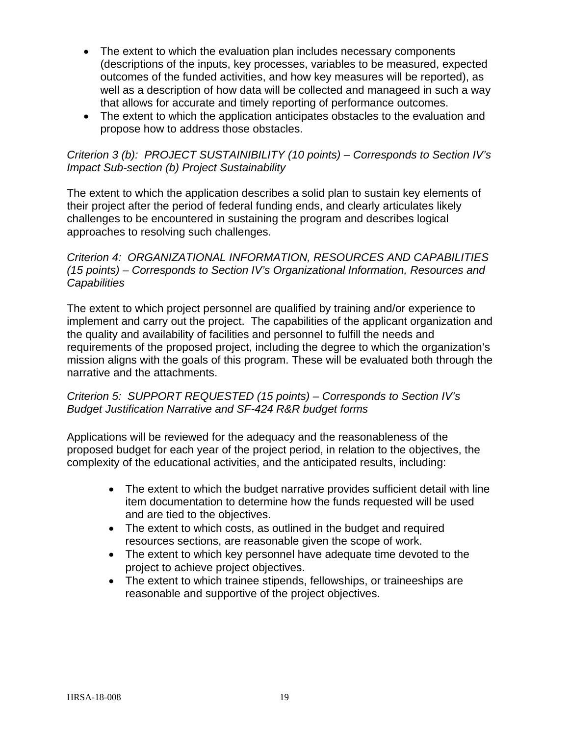- The extent to which the evaluation plan includes necessary components (descriptions of the inputs, key processes, variables to be measured, expected outcomes of the funded activities, and how key measures will be reported), as well as a description of how data will be collected and manageed in such a way that allows for accurate and timely reporting of performance outcomes.
- The extent to which the application anticipates obstacles to the evaluation and propose how to address those obstacles.

*Criterion 3 (b): PROJECT SUSTAINIBILITY (10 points) – Corresponds to Section IV's Impact Sub-section (b) Project Sustainability*

The extent to which the application describes a solid plan to sustain key elements of their project after the period of federal funding ends, and clearly articulates likely challenges to be encountered in sustaining the program and describes logical approaches to resolving such challenges.

*Criterion 4: ORGANIZATIONAL INFORMATION, RESOURCES AND CAPABILITIES (15 points) – Corresponds to Section IV's Organizational Information, Resources and Capabilities*

The extent to which project personnel are qualified by training and/or experience to implement and carry out the project. The capabilities of the applicant organization and the quality and availability of facilities and personnel to fulfill the needs and requirements of the proposed project, including the degree to which the organization's mission aligns with the goals of this program. These will be evaluated both through the narrative and the attachments.

*Criterion 5: SUPPORT REQUESTED (15 points) – Corresponds to Section IV's Budget Justification Narrative and SF-424 R&R budget forms*

Applications will be reviewed for the adequacy and the reasonableness of the proposed budget for each year of the project period, in relation to the objectives, the complexity of the educational activities, and the anticipated results, including:

- The extent to which the budget narrative provides sufficient detail with line item documentation to determine how the funds requested will be used and are tied to the objectives.
- The extent to which costs, as outlined in the budget and required resources sections, are reasonable given the scope of work.
- The extent to which key personnel have adequate time devoted to the project to achieve project objectives.
- The extent to which trainee stipends, fellowships, or traineeships are reasonable and supportive of the project objectives.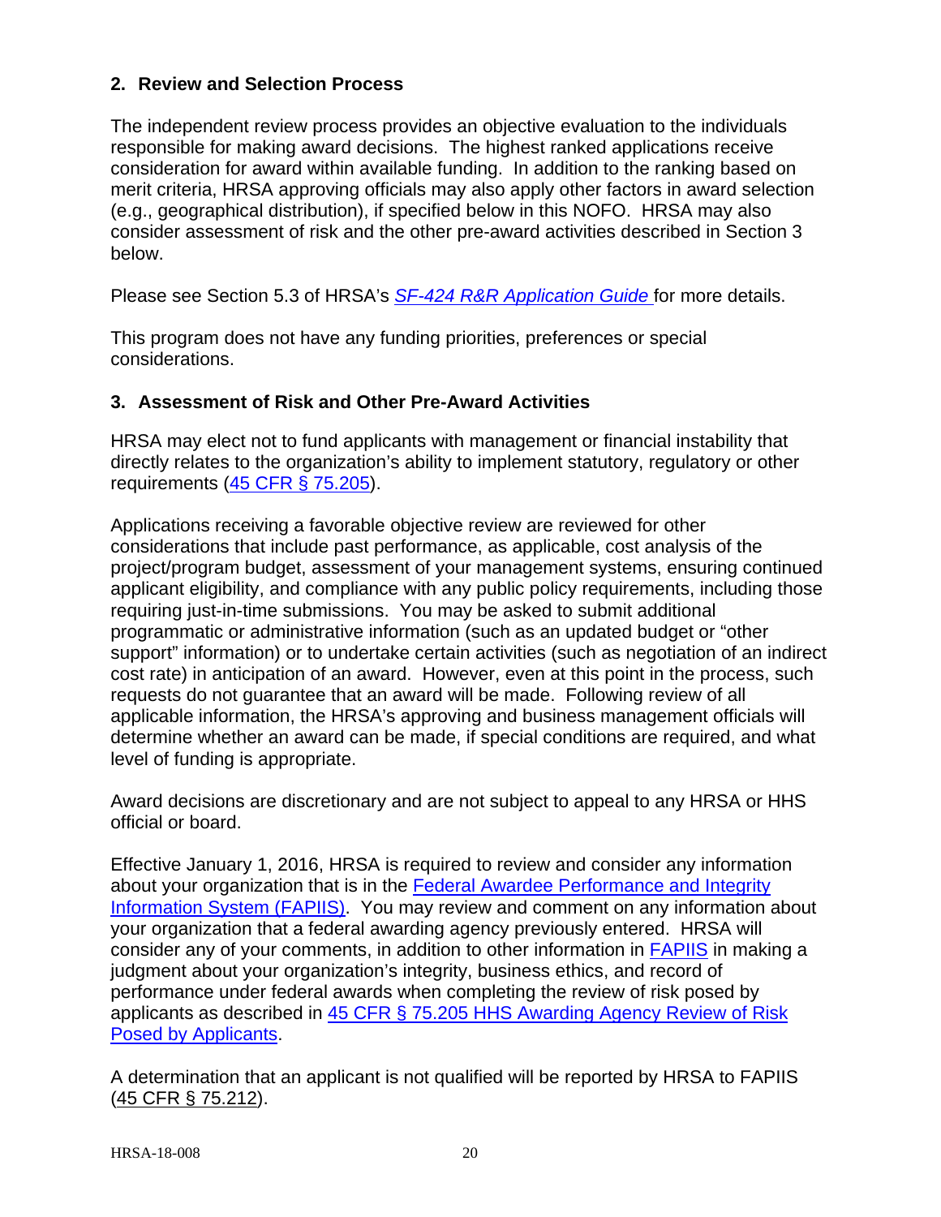### 2. Review and Selection Process

The independent review process provides an objective evaluation to the individuals responsible for making award decisions. The highest ranked applications receive consideration for award within available funding. In addition to the ranking based on merit criteria, HRSA approving officials may also apply other factors in award selection (e.g., geographical distribution), if specified below in this NOFO. HRSA may also consider assessment of risk and the other pre-award activities described in Section 3 below.

Please see Section 5.3 of HRSA's *SF-424 R&R Application Guide* for more details.

This program does not have any funding priorities, preferences or special considerations.

### 3. Assessment of Risk and Other Pre-Award Activities

HRSA may elect not to fund applicants with management or financial instability that directly relates to the organization's ability to implement statutory, regulatory or other requirements (45 CFR § 75.205).

Applications receiving a favorable objective review are reviewed for other considerations that include past performance, as applicable, cost analysis of the project/program budget, assessment of your management systems, ensuring continued applicant eligibility, and compliance with any public policy requirements, including those requiring just-in-time submissions. You may be asked to submit additional programmatic or administrative information (such as an updated budget or "other support" information) or to undertake certain activities (such as negotiation of an indirect cost rate) in anticipation of an award. However, even at this point in the process, such requests do not guarantee that an award will be made. Following review of all applicable information, the HRSA's approving and business management officials will determine whether an award can be made, if special conditions are required, and what level of funding is appropriate.

Award decisions are discretionary and are not subject to appeal to any HRSA or HHS official or board.

Effective January 1, 2016, HRSA is required to review and consider any information about your organization that is in the Federal Awardee Performance and Integrity Information System (FAPIIS). You may review and comment on any information about your organization that a federal awarding agency previously entered. HRSA will consider any of your comments, in addition to other information in FAPIIS in making a judgment about your organization's integrity, business ethics, and record of performance under federal awards when completing the review of risk posed by applicants as described in 45 CFR § 75.205 HHS Awarding Agency Review of Risk Posed by Applicants.

A determination that an applicant is not qualified will be reported by HRSA to FAPIIS (45 CFR § 75.212).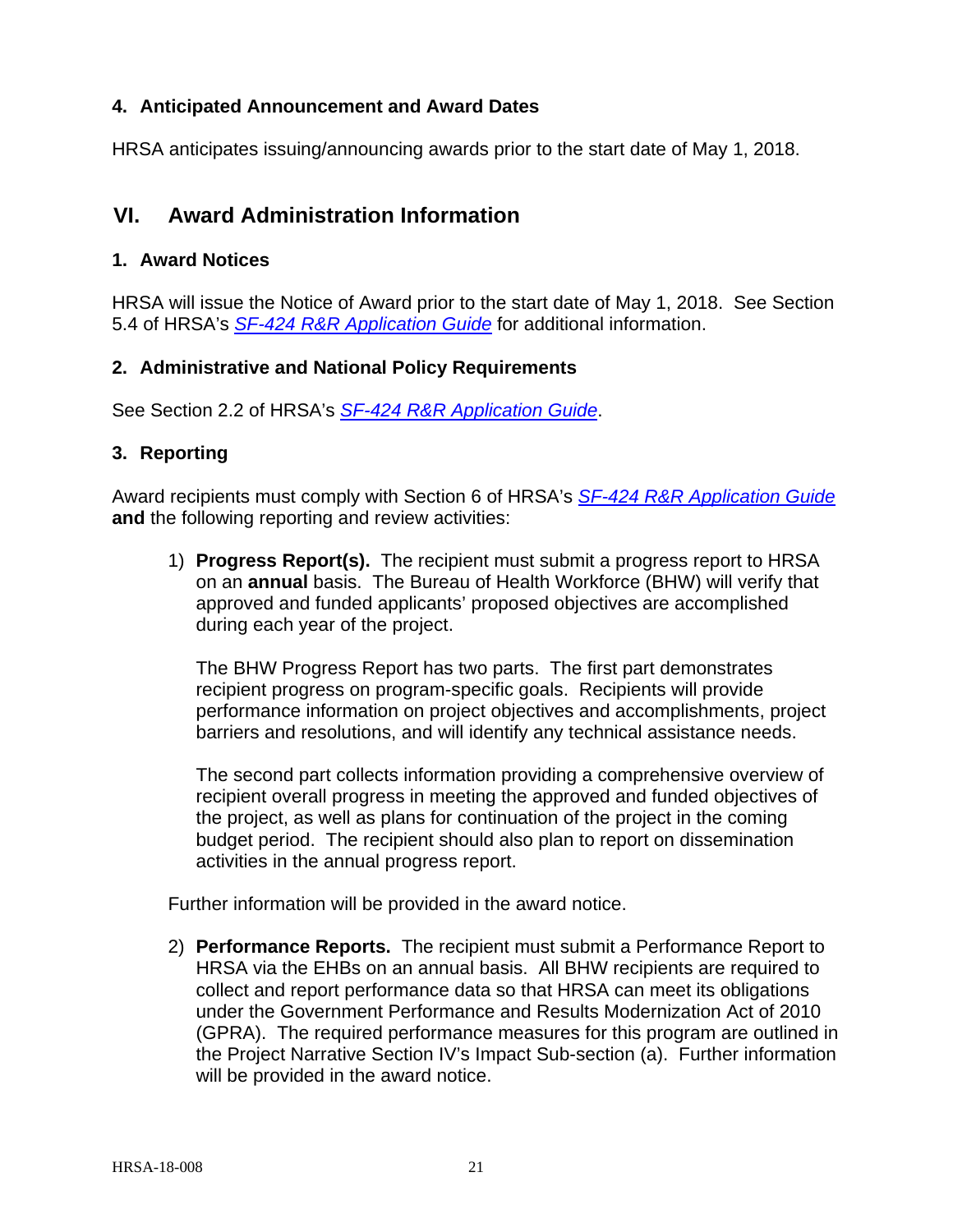### 4. Anticipated Announcement and Award Dates

HRSA anticipates issuing/announcing awards prior to the start date of May 1, 2018.

## VI. Award Administration Information

### 1. Award Notices

HRSA will issue the Notice of Award prior to the start date of May 1, 2018. See Section 5.4 of HRSA's *SF-424 R&R Application Guide* for additional information.

### 2. Administrative and National Policy Requirements

See Section 2.2 of HRSA's *SF-424 R&R Application Guide*.

### 3. Reporting

Award recipients must comply with Section 6 of HRSA's *SF-424 R&R Application Guide* **and** the following reporting and review activities:

1) **Progress Report(s).** The recipient must submit a progress report to HRSA on an **annual** basis. The Bureau of Health Workforce (BHW) will verify that approved and funded applicants' proposed objectives are accomplished during each year of the project.

   The BHW Progress Report has two parts. The first part demonstrates recipient progress on program-specific goals. Recipients will provide performance information on project objectives and accomplishments, project barriers and resolutions, and will identify any technical assistance needs.

   The second part collects information providing a comprehensive overview of recipient overall progress in meeting the approved and funded objectives of the project, as well as plans for continuation of the project in the coming budget period. The recipient should also plan to report on dissemination activities in the annual progress report.

Further information will be provided in the award notice.

2) **Performance Reports.** The recipient must submit a Performance Report to HRSA via the EHBs on an annual basis. All BHW recipients are required to collect and report performance data so that HRSA can meet its obligations under the Government Performance and Results Modernization Act of 2010 (GPRA). The required performance measures for this program are outlined in the Project Narrative Section IV's Impact Sub-section (a). Further information will be provided in the award notice.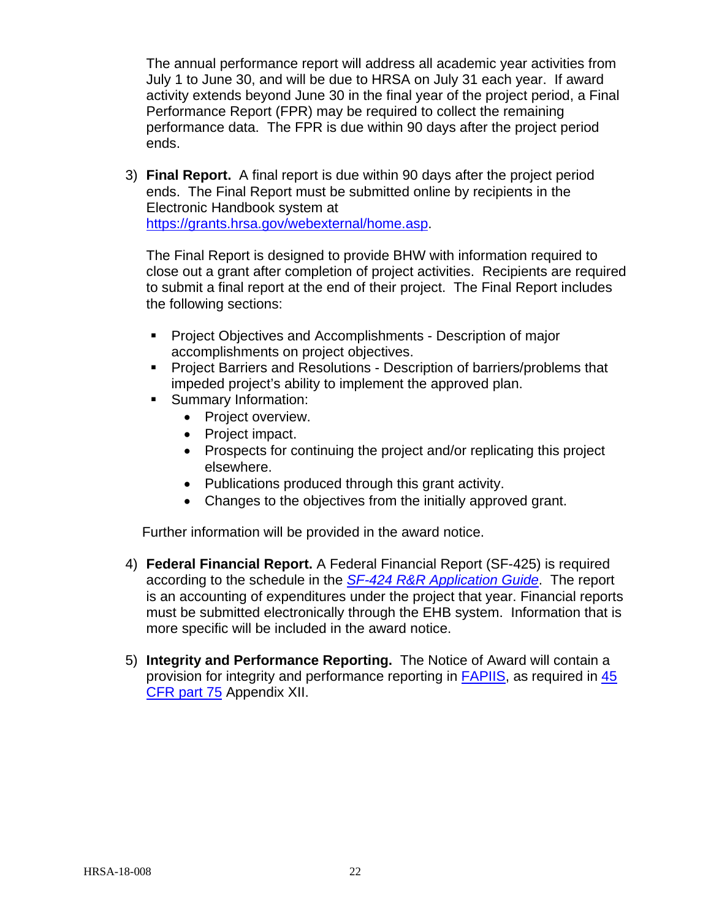The annual performance report will address all academic year activities from July 1 to June 30, and will be due to HRSA on July 31 each year. If award activity extends beyond June 30 in the final year of the project period, a Final Performance Report (FPR) may be required to collect the remaining performance data. The FPR is due within 90 days after the project period ends.

3) **Final Report.** A final report is due within 90 days after the project period ends. The Final Report must be submitted online by recipients in the Electronic Handbook system at [https://grants.hrsa.gov/webexternal/home.asp](https://grants.hrsa.gov/webexternal/home.asp).

   The Final Report is designed to provide BHW with information required to close out a grant after completion of project activities. Recipients are required to submit a final report at the end of their project. The Final Report includes the following sections:

   - Project Objectives and Accomplishments - Description of major accomplishments on project objectives.
   - Project Barriers and Resolutions - Description of barriers/problems that impeded project's ability to implement the approved plan.
   - Summary Information:
     - Project overview.
     - Project impact.
     - Prospects for continuing the project and/or replicating this project elsewhere.
     - Publications produced through this grant activity.
     - Changes to the objectives from the initially approved grant.

   Further information will be provided in the award notice.

4) **Federal Financial Report.** A Federal Financial Report (SF-425) is required according to the schedule in the *SF-424 R&R Application Guide*. The report is an accounting of expenditures under the project that year. Financial reports must be submitted electronically through the EHB system. Information that is more specific will be included in the award notice.

5) **Integrity and Performance Reporting.** The Notice of Award will contain a provision for integrity and performance reporting in FAPIIS, as required in 45 CFR part 75 Appendix XII.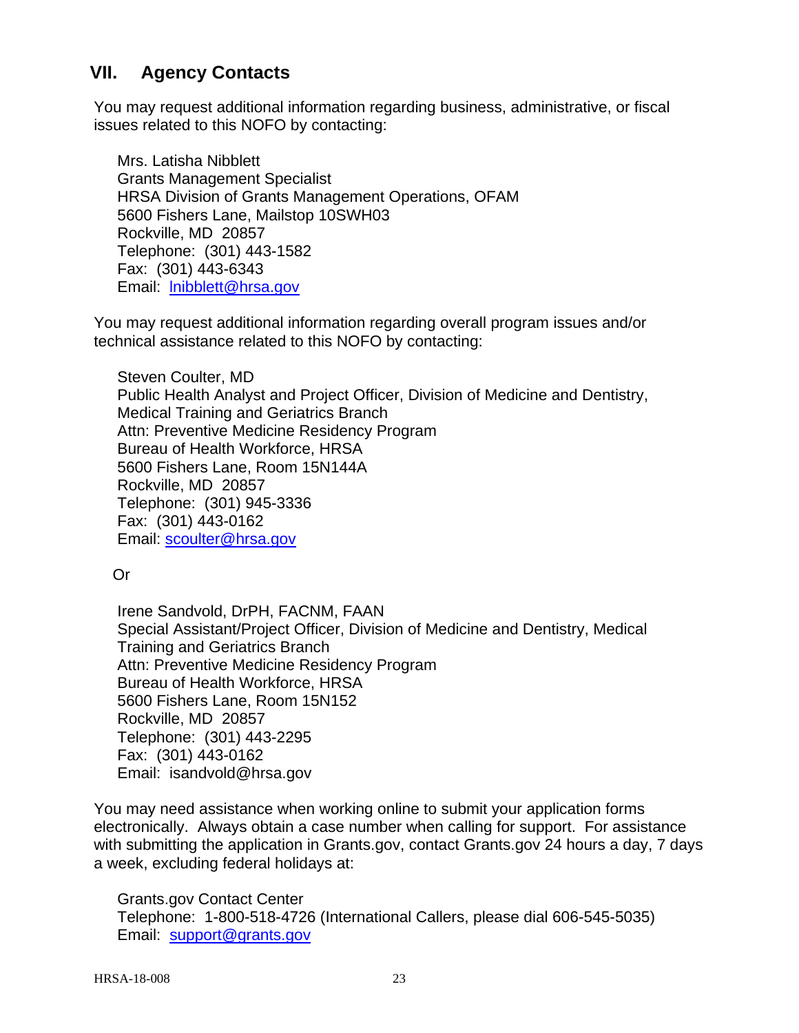## VII. Agency Contacts

You may request additional information regarding business, administrative, or fiscal issues related to this NOFO by contacting:

Mrs. Latisha Nibblett
Grants Management Specialist
HRSA Division of Grants Management Operations, OFAM
5600 Fishers Lane, Mailstop 10SWH03
Rockville, MD 20857
Telephone: (301) 443-1582
Fax: (301) 443-6343
Email: lnibblett@hrsa.gov

You may request additional information regarding overall program issues and/or technical assistance related to this NOFO by contacting:

Steven Coulter, MD
Public Health Analyst and Project Officer, Division of Medicine and Dentistry, Medical Training and Geriatrics Branch
Attn: Preventive Medicine Residency Program
Bureau of Health Workforce, HRSA
5600 Fishers Lane, Room 15N144A
Rockville, MD 20857
Telephone: (301) 945-3336
Fax: (301) 443-0162
Email: scoulter@hrsa.gov

Or

Irene Sandvold, DrPH, FACNM, FAAN
Special Assistant/Project Officer, Division of Medicine and Dentistry, Medical Training and Geriatrics Branch
Attn: Preventive Medicine Residency Program
Bureau of Health Workforce, HRSA
5600 Fishers Lane, Room 15N152
Rockville, MD 20857
Telephone: (301) 443-2295
Fax: (301) 443-0162
Email: isandvold@hrsa.gov

You may need assistance when working online to submit your application forms electronically. Always obtain a case number when calling for support. For assistance with submitting the application in Grants.gov, contact Grants.gov 24 hours a day, 7 days a week, excluding federal holidays at:

Grants.gov Contact Center
Telephone: 1-800-518-4726 (International Callers, please dial 606-545-5035)
Email: support@grants.gov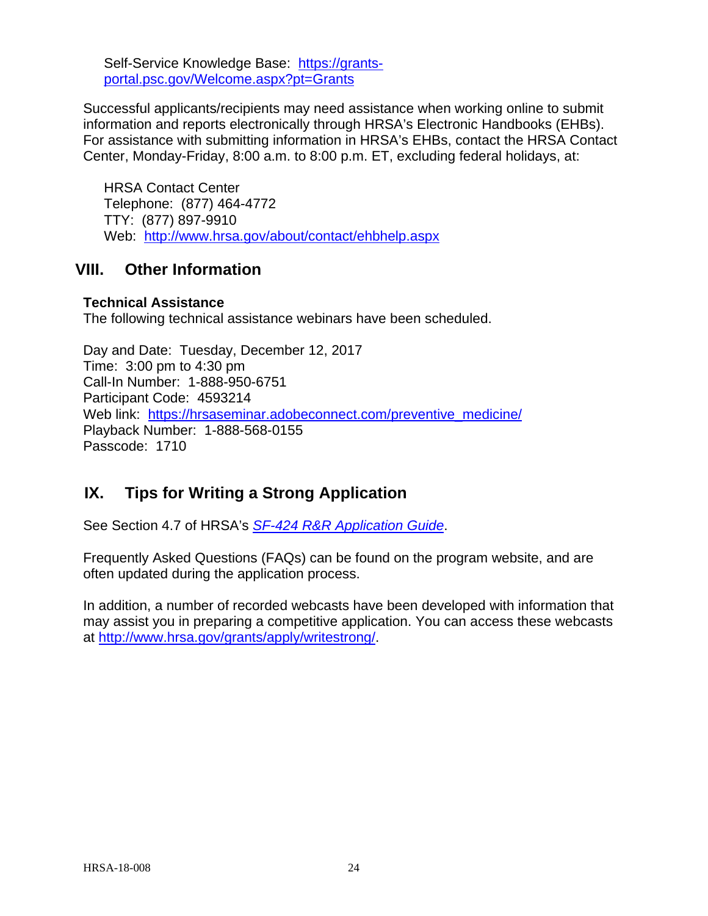Self-Service Knowledge Base: [https://grants-portal.psc.gov/Welcome.aspx?pt=Grants](https://grants-portal.psc.gov/Welcome.aspx?pt=Grants)

Successful applicants/recipients may need assistance when working online to submit information and reports electronically through HRSA's Electronic Handbooks (EHBs). For assistance with submitting information in HRSA's EHBs, contact the HRSA Contact Center, Monday-Friday, 8:00 a.m. to 8:00 p.m. ET, excluding federal holidays, at:

HRSA Contact Center
Telephone: (877) 464-4772
TTY: (877) 897-9910
Web: [http://www.hrsa.gov/about/contact/ehbhelp.aspx](http://www.hrsa.gov/about/contact/ehbhelp.aspx)

## VIII. Other Information

**Technical Assistance**
The following technical assistance webinars have been scheduled.

Day and Date: Tuesday, December 12, 2017
Time: 3:00 pm to 4:30 pm
Call-In Number: 1-888-950-6751
Participant Code: 4593214
Web link: [https://hrsaseminar.adobeconnect.com/preventive_medicine/](https://hrsaseminar.adobeconnect.com/preventive_medicine/)
Playback Number: 1-888-568-0155
Passcode: 1710

## IX. Tips for Writing a Strong Application

See Section 4.7 of HRSA's *SF-424 R&R Application Guide*.

Frequently Asked Questions (FAQs) can be found on the program website, and are often updated during the application process.

In addition, a number of recorded webcasts have been developed with information that may assist you in preparing a competitive application. You can access these webcasts at [http://www.hrsa.gov/grants/apply/writestrong/](http://www.hrsa.gov/grants/apply/writestrong/).